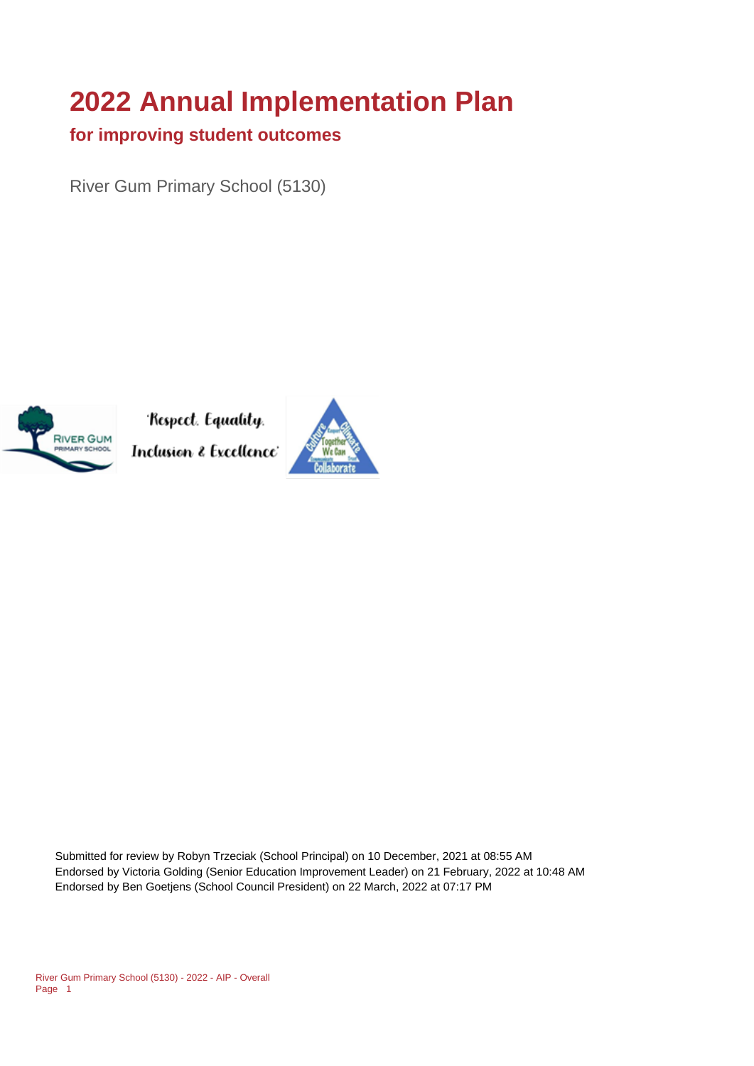# 2022 Annual Implementation Plan

## for improving student outcomes

River Gum Primary School (5130)

'Respect, Equality, Inclusion & Excellence'

Submitted for review by Robyn Trzeciak (School Principal) on 10 December, 2021 at 08:55 AM
Endorsed by Victoria Golding (Senior Education Improvement Leader) on 21 February, 2022 at 10:48 AM
Endorsed by Ben Goetjens (School Council President) on 22 March, 2022 at 07:17 PM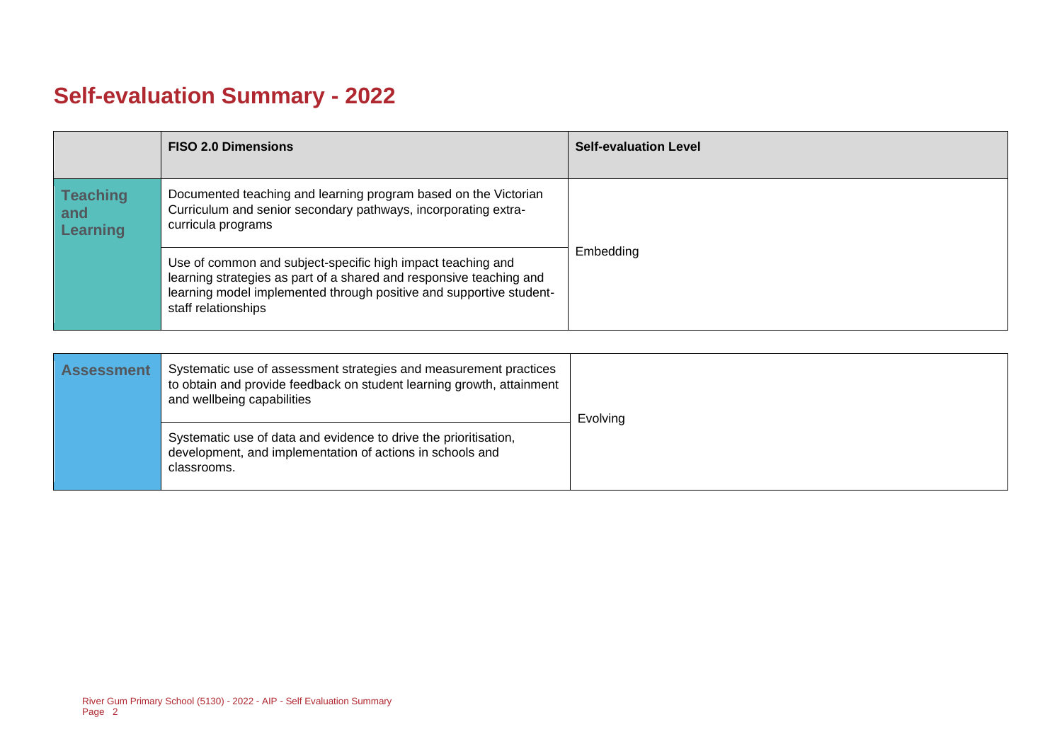# Self-evaluation Summary - 2022

| | FISO 2.0 Dimensions | Self-evaluation Level |
|---|---|---|
| **Teaching and Learning** | Documented teaching and learning program based on the Victorian Curriculum and senior secondary pathways, incorporating extra-curricula programs | Embedding |
| | Use of common and subject-specific high impact teaching and learning strategies as part of a shared and responsive teaching and learning model implemented through positive and supportive student-staff relationships | |

| | | |
|---|---|---|
| **Assessment** | Systematic use of assessment strategies and measurement practices to obtain and provide feedback on student learning growth, attainment and wellbeing capabilities | Evolving |
| | Systematic use of data and evidence to drive the prioritisation, development, and implementation of actions in schools and classrooms. | |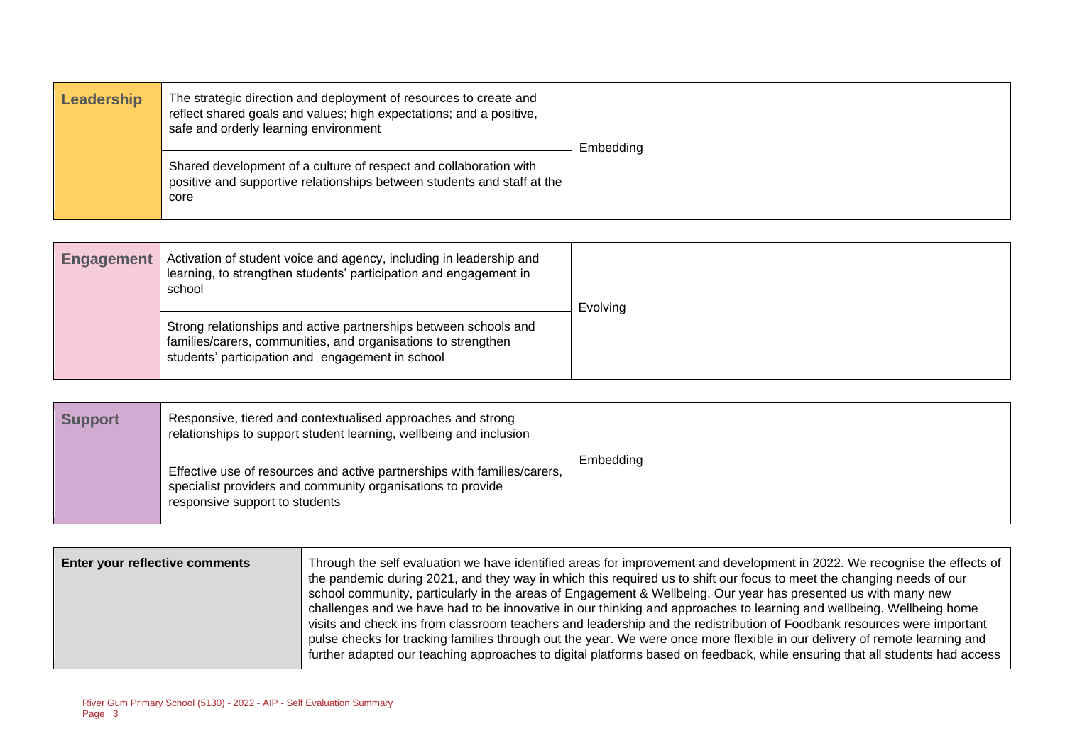| Leadership | The strategic direction and deployment of resources to create and reflect shared goals and values; high expectations; and a positive, safe and orderly learning environment | Embedding |
|---|---|---|
| | Shared development of a culture of respect and collaboration with positive and supportive relationships between students and staff at the core | |

| Engagement | Activation of student voice and agency, including in leadership and learning, to strengthen students' participation and engagement in school | Evolving |
|---|---|---|
| | Strong relationships and active partnerships between schools and families/carers, communities, and organisations to strengthen students' participation and engagement in school | |

| Support | Responsive, tiered and contextualised approaches and strong relationships to support student learning, wellbeing and inclusion | Embedding |
|---|---|---|
| | Effective use of resources and active partnerships with families/carers, specialist providers and community organisations to provide responsive support to students | |

| Enter your reflective comments | Through the self evaluation we have identified areas for improvement and development in 2022. We recognise the effects of the pandemic during 2021, and they way in which this required us to shift our focus to meet the changing needs of our school community, particularly in the areas of Engagement & Wellbeing. Our year has presented us with many new challenges and we have had to be innovative in our thinking and approaches to learning and wellbeing. Wellbeing home visits and check ins from classroom teachers and leadership and the redistribution of Foodbank resources were important pulse checks for tracking families through out the year. We were once more flexible in our delivery of remote learning and further adapted our teaching approaches to digital platforms based on feedback, while ensuring that all students had access |
|---|---|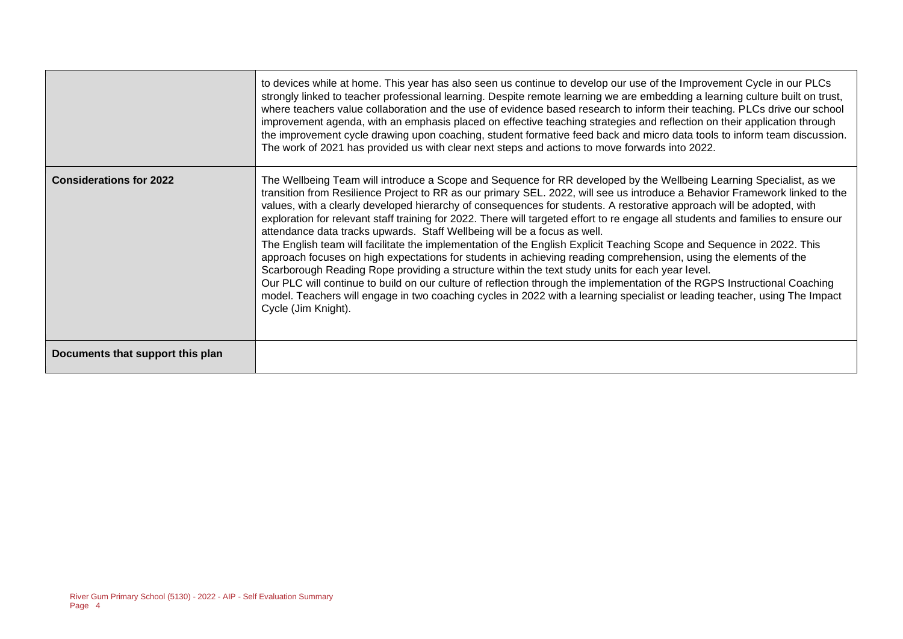| | |
|---|---|
| | to devices while at home. This year has also seen us continue to develop our use of the Improvement Cycle in our PLCs strongly linked to teacher professional learning. Despite remote learning we are embedding a learning culture built on trust, where teachers value collaboration and the use of evidence based research to inform their teaching. PLCs drive our school improvement agenda, with an emphasis placed on effective teaching strategies and reflection on their application through the improvement cycle drawing upon coaching, student formative feed back and micro data tools to inform team discussion. The work of 2021 has provided us with clear next steps and actions to move forwards into 2022. |
| **Considerations for 2022** | The Wellbeing Team will introduce a Scope and Sequence for RR developed by the Wellbeing Learning Specialist, as we transition from Resilience Project to RR as our primary SEL. 2022, will see us introduce a Behavior Framework linked to the values, with a clearly developed hierarchy of consequences for students. A restorative approach will be adopted, with exploration for relevant staff training for 2022. There will targeted effort to re engage all students and families to ensure our attendance data tracks upwards. Staff Wellbeing will be a focus as well.<br>The English team will facilitate the implementation of the English Explicit Teaching Scope and Sequence in 2022. This approach focuses on high expectations for students in achieving reading comprehension, using the elements of the Scarborough Reading Rope providing a structure within the text study units for each year level.<br>Our PLC will continue to build on our culture of reflection through the implementation of the RGPS Instructional Coaching model. Teachers will engage in two coaching cycles in 2022 with a learning specialist or leading teacher, using The Impact Cycle (Jim Knight). |
| **Documents that support this plan** | |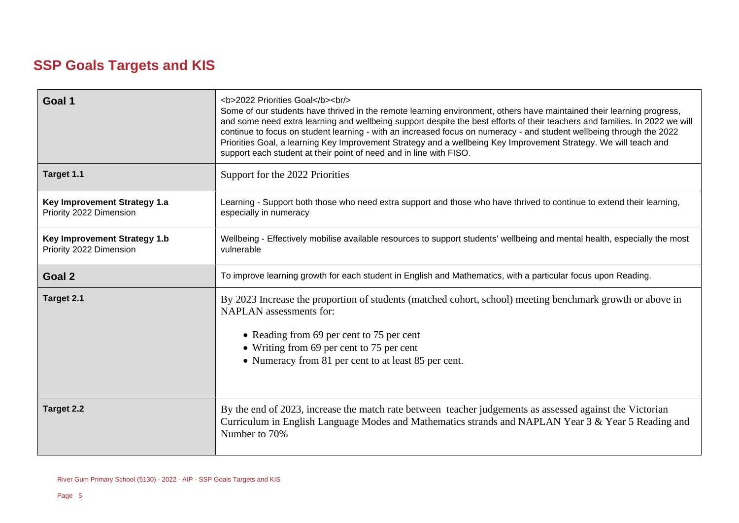# SSP Goals Targets and KIS

| | |
|---|---|
| **Goal 1** | <b>2022 Priorities Goal</b><br/> Some of our students have thrived in the remote learning environment, others have maintained their learning progress, and some need extra learning and wellbeing support despite the best efforts of their teachers and families. In 2022 we will continue to focus on student learning - with an increased focus on numeracy - and student wellbeing through the 2022 Priorities Goal, a learning Key Improvement Strategy and a wellbeing Key Improvement Strategy. We will teach and support each student at their point of need and in line with FISO. |
| **Target 1.1** | Support for the 2022 Priorities |
| **Key Improvement Strategy 1.a** Priority 2022 Dimension | Learning - Support both those who need extra support and those who have thrived to continue to extend their learning, especially in numeracy |
| **Key Improvement Strategy 1.b** Priority 2022 Dimension | Wellbeing - Effectively mobilise available resources to support students' wellbeing and mental health, especially the most vulnerable |
| **Goal 2** | To improve learning growth for each student in English and Mathematics, with a particular focus upon Reading. |
| **Target 2.1** | By 2023 Increase the proportion of students (matched cohort, school) meeting benchmark growth or above in NAPLAN assessments for:<br>• Reading from 69 per cent to 75 per cent<br>• Writing from 69 per cent to 75 per cent<br>• Numeracy from 81 per cent to at least 85 per cent. |
| **Target 2.2** | By the end of 2023, increase the match rate between teacher judgements as assessed against the Victorian Curriculum in English Language Modes and Mathematics strands and NAPLAN Year 3 & Year 5 Reading and Number to 70% |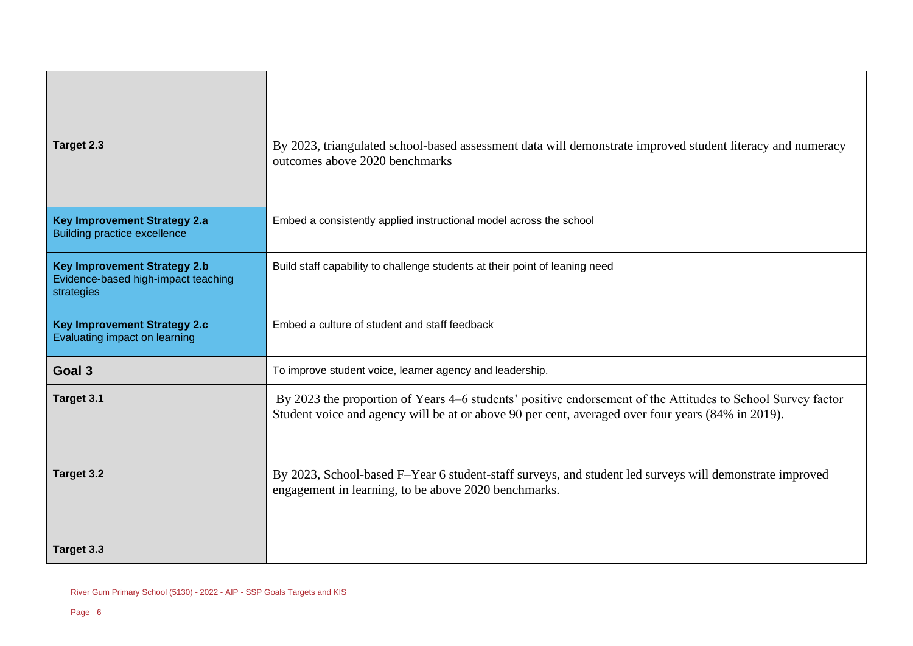| | |
|---|---|
| **Target 2.3** | By 2023, triangulated school-based assessment data will demonstrate improved student literacy and numeracy outcomes above 2020 benchmarks |
| **Key Improvement Strategy 2.a** Building practice excellence | Embed a consistently applied instructional model across the school |
| **Key Improvement Strategy 2.b** Evidence-based high-impact teaching strategies | Build staff capability to challenge students at their point of leaning need |
| **Key Improvement Strategy 2.c** Evaluating impact on learning | Embed a culture of student and staff feedback |
| **Goal 3** | To improve student voice, learner agency and leadership. |
| **Target 3.1** | By 2023 the proportion of Years 4–6 students' positive endorsement of the Attitudes to School Survey factor Student voice and agency will be at or above 90 per cent, averaged over four years (84% in 2019). |
| **Target 3.2** | By 2023, School-based F–Year 6 student-staff surveys, and student led surveys will demonstrate improved engagement in learning, to be above 2020 benchmarks. |
| **Target 3.3** | |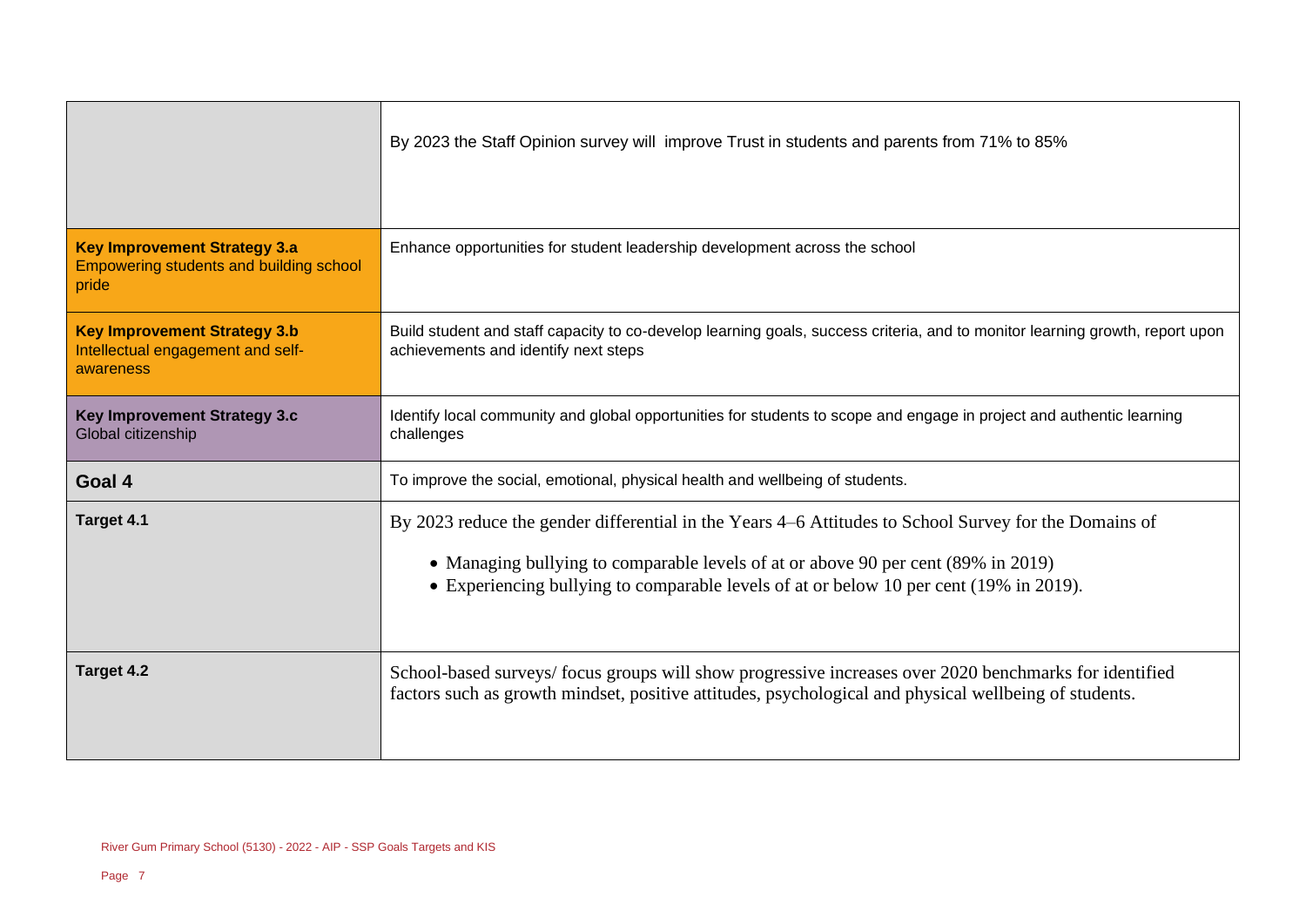| | |
|---|---|
| | By 2023 the Staff Opinion survey will improve Trust in students and parents from 71% to 85% |
| **Key Improvement Strategy 3.a** Empowering students and building school pride | Enhance opportunities for student leadership development across the school |
| **Key Improvement Strategy 3.b** Intellectual engagement and self-awareness | Build student and staff capacity to co-develop learning goals, success criteria, and to monitor learning growth, report upon achievements and identify next steps |
| **Key Improvement Strategy 3.c** Global citizenship | Identify local community and global opportunities for students to scope and engage in project and authentic learning challenges |
| **Goal 4** | To improve the social, emotional, physical health and wellbeing of students. |
| **Target 4.1** | By 2023 reduce the gender differential in the Years 4–6 Attitudes to School Survey for the Domains of<br>• Managing bullying to comparable levels of at or above 90 per cent (89% in 2019)<br>• Experiencing bullying to comparable levels of at or below 10 per cent (19% in 2019). |
| **Target 4.2** | School-based surveys/ focus groups will show progressive increases over 2020 benchmarks for identified factors such as growth mindset, positive attitudes, psychological and physical wellbeing of students. |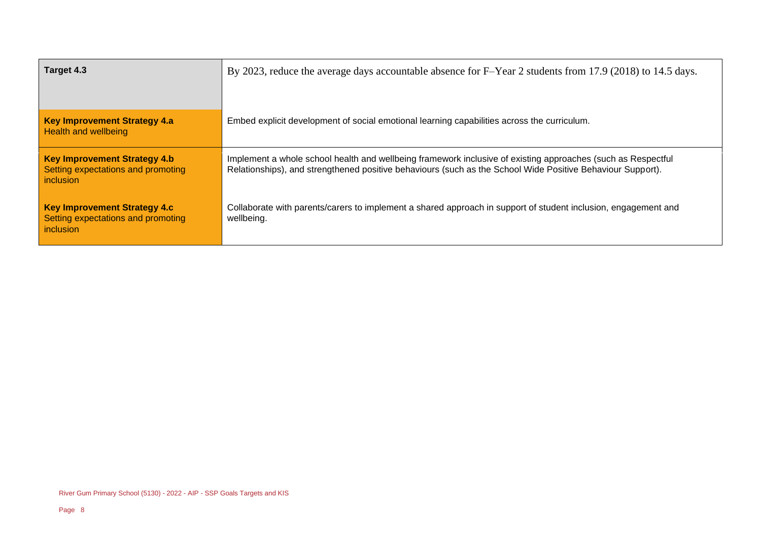| | |
|---|---|
| **Target 4.3** | By 2023, reduce the average days accountable absence for F–Year 2 students from 17.9 (2018) to 14.5 days. |
| **Key Improvement Strategy 4.a**<br>Health and wellbeing | Embed explicit development of social emotional learning capabilities across the curriculum. |
| **Key Improvement Strategy 4.b**<br>Setting expectations and promoting inclusion | Implement a whole school health and wellbeing framework inclusive of existing approaches (such as Respectful Relationships), and strengthened positive behaviours (such as the School Wide Positive Behaviour Support). |
| **Key Improvement Strategy 4.c**<br>Setting expectations and promoting inclusion | Collaborate with parents/carers to implement a shared approach in support of student inclusion, engagement and wellbeing. |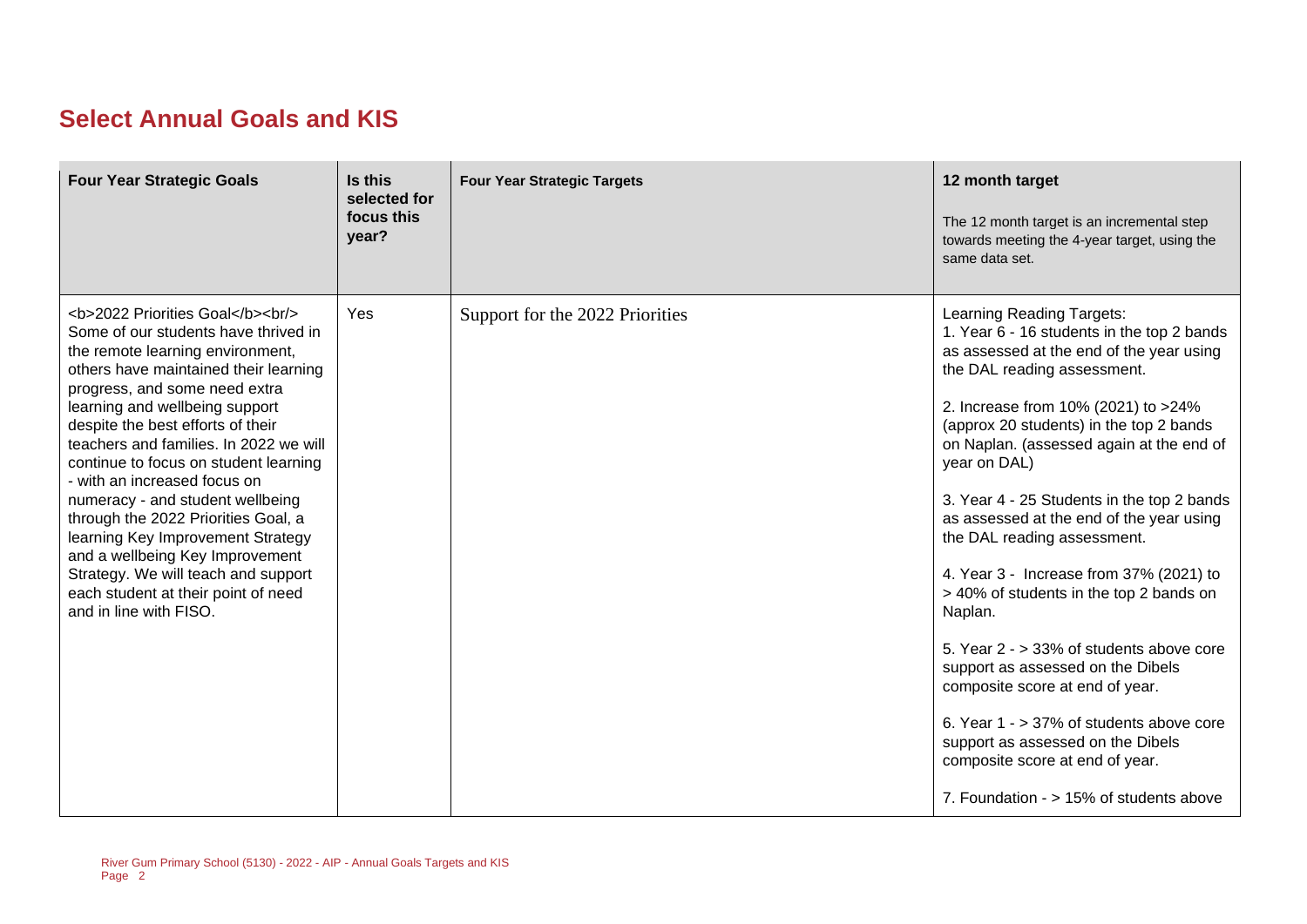## Select Annual Goals and KIS

| Four Year Strategic Goals | Is this selected for focus this year? | Four Year Strategic Targets | 12 month target<br><br>The 12 month target is an incremental step towards meeting the 4-year target, using the same data set. |
|---|---|---|---|
| <b>2022 Priorities Goal</b><br/> Some of our students have thrived in the remote learning environment, others have maintained their learning progress, and some need extra learning and wellbeing support despite the best efforts of their teachers and families. In 2022 we will continue to focus on student learning - with an increased focus on numeracy - and student wellbeing through the 2022 Priorities Goal, a learning Key Improvement Strategy and a wellbeing Key Improvement Strategy. We will teach and support each student at their point of need and in line with FISO. | Yes | Support for the 2022 Priorities | Learning Reading Targets:<br>1. Year 6 - 16 students in the top 2 bands as assessed at the end of the year using the DAL reading assessment.<br><br>2. Increase from 10% (2021) to >24% (approx 20 students) in the top 2 bands on Naplan. (assessed again at the end of year on DAL)<br><br>3. Year 4 - 25 Students in the top 2 bands as assessed at the end of the year using the DAL reading assessment.<br><br>4. Year 3 - Increase from 37% (2021) to > 40% of students in the top 2 bands on Naplan.<br><br>5. Year 2 - > 33% of students above core support as assessed on the Dibels composite score at end of year.<br><br>6. Year 1 - > 37% of students above core support as assessed on the Dibels composite score at end of year.<br><br>7. Foundation - > 15% of students above |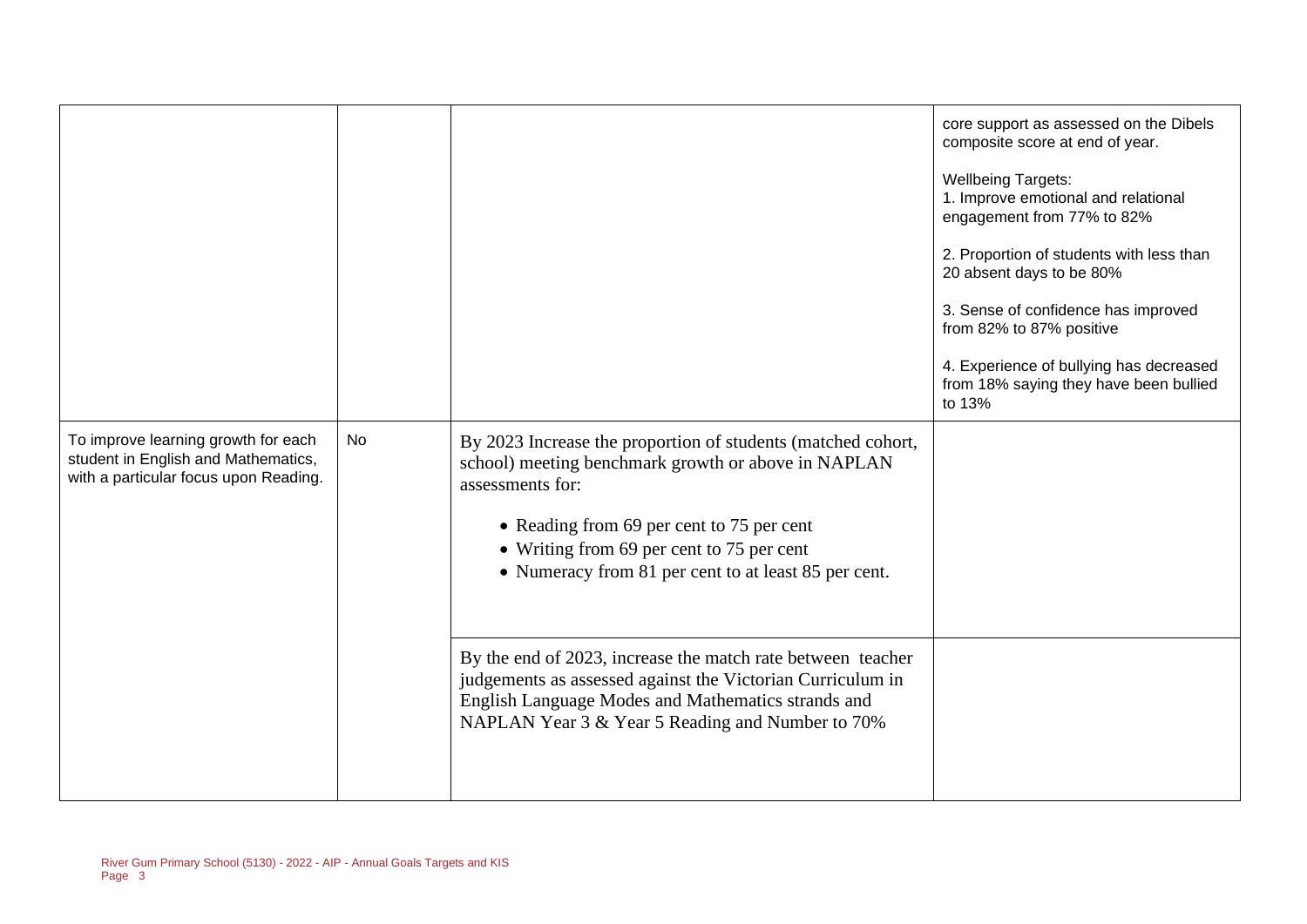|  |  |  |  |
|---|---|---|---|
|  |  |  | core support as assessed on the Dibels composite score at end of year.<br><br>Wellbeing Targets:<br>1. Improve emotional and relational engagement from 77% to 82%<br><br>2. Proportion of students with less than 20 absent days to be 80%<br><br>3. Sense of confidence has improved from 82% to 87% positive<br><br>4. Experience of bullying has decreased from 18% saying they have been bullied to 13% |
| To improve learning growth for each student in English and Mathematics, with a particular focus upon Reading. | No | By 2023 Increase the proportion of students (matched cohort, school) meeting benchmark growth or above in NAPLAN assessments for:<br><br>• Reading from 69 per cent to 75 per cent<br>• Writing from 69 per cent to 75 per cent<br>• Numeracy from 81 per cent to at least 85 per cent. |  |
|  |  | By the end of 2023, increase the match rate between teacher judgements as assessed against the Victorian Curriculum in English Language Modes and Mathematics strands and NAPLAN Year 3 & Year 5 Reading and Number to 70% |  |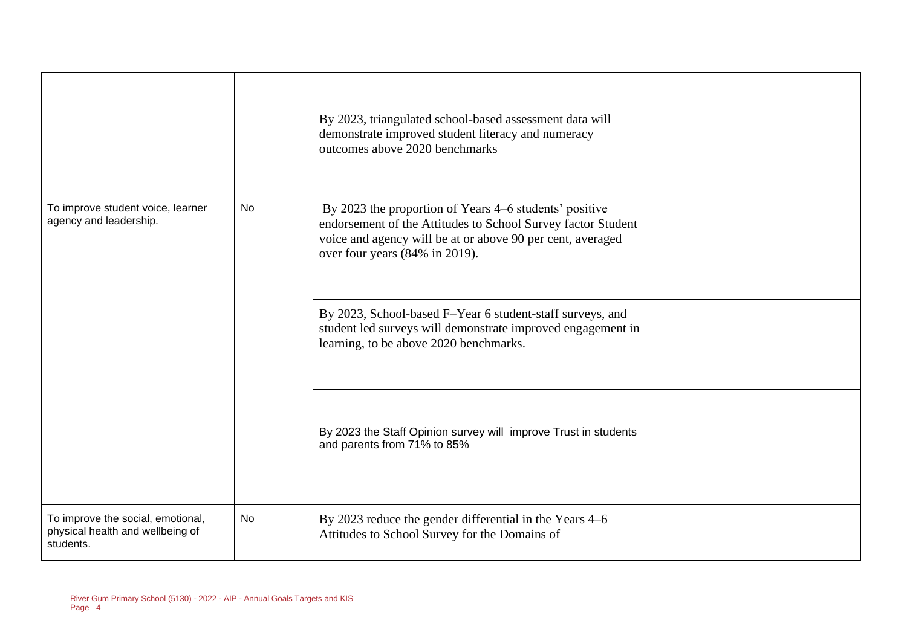| | | | |
|---|---|---|---|
| | | | |
| | | By 2023, triangulated school-based assessment data will demonstrate improved student literacy and numeracy outcomes above 2020 benchmarks | |
| To improve student voice, learner agency and leadership. | No | By 2023 the proportion of Years 4–6 students' positive endorsement of the Attitudes to School Survey factor Student voice and agency will be at or above 90 per cent, averaged over four years (84% in 2019). | |
| | | By 2023, School-based F–Year 6 student-staff surveys, and student led surveys will demonstrate improved engagement in learning, to be above 2020 benchmarks. | |
| | | By 2023 the Staff Opinion survey will improve Trust in students and parents from 71% to 85% | |
| To improve the social, emotional, physical health and wellbeing of students. | No | By 2023 reduce the gender differential in the Years 4–6 Attitudes to School Survey for the Domains of | |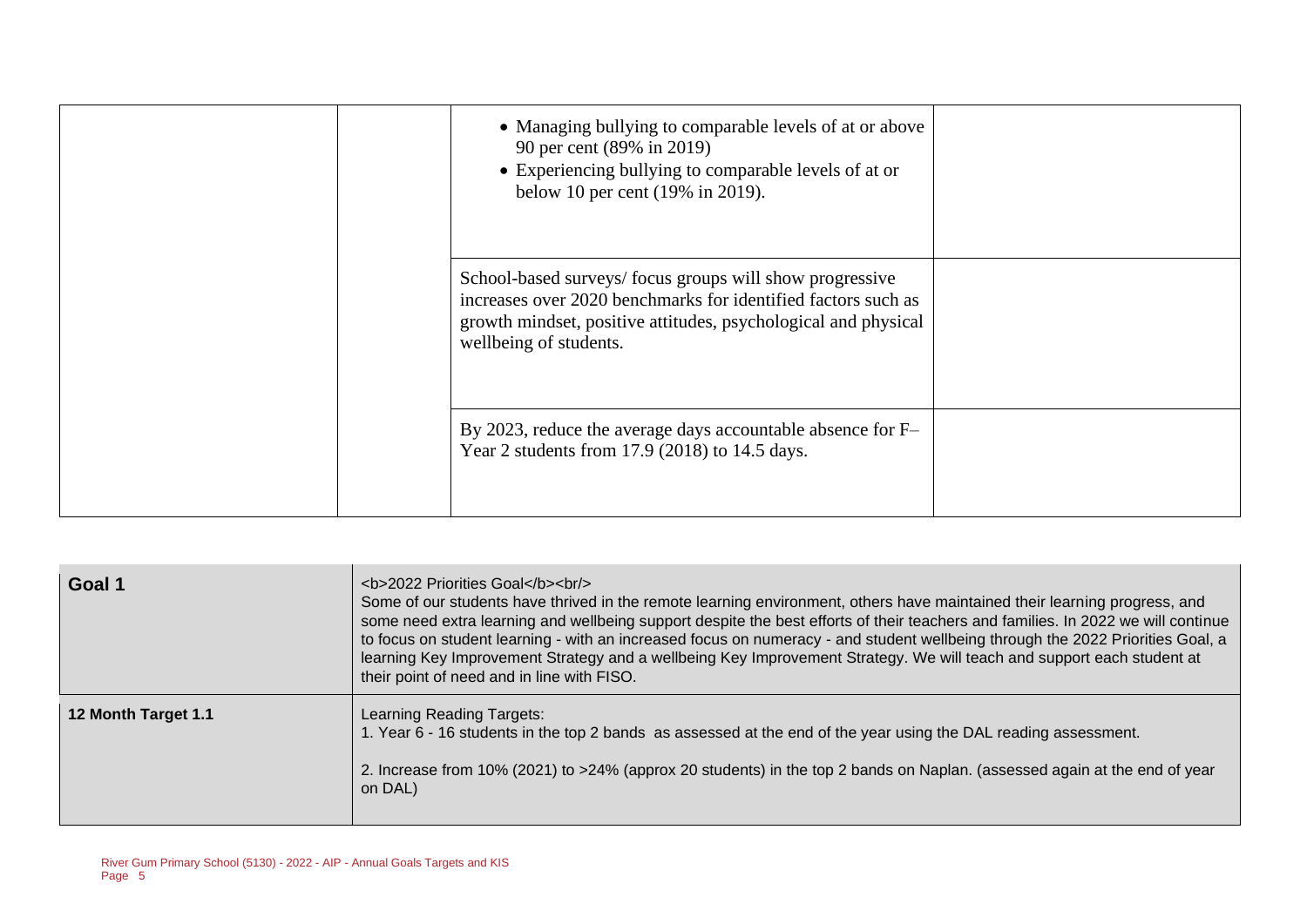| | | | |
|---|---|---|---|
| | | • Managing bullying to comparable levels of at or above 90 per cent (89% in 2019)<br>• Experiencing bullying to comparable levels of at or below 10 per cent (19% in 2019). | |
| | | School-based surveys/ focus groups will show progressive increases over 2020 benchmarks for identified factors such as growth mindset, positive attitudes, psychological and physical wellbeing of students. | |
| | | By 2023, reduce the average days accountable absence for F–Year 2 students from 17.9 (2018) to 14.5 days. | |

| | |
|---|---|
| **Goal 1** | <b>2022 Priorities Goal</b><br/> Some of our students have thrived in the remote learning environment, others have maintained their learning progress, and some need extra learning and wellbeing support despite the best efforts of their teachers and families. In 2022 we will continue to focus on student learning - with an increased focus on numeracy - and student wellbeing through the 2022 Priorities Goal, a learning Key Improvement Strategy and a wellbeing Key Improvement Strategy. We will teach and support each student at their point of need and in line with FISO. |
| **12 Month Target 1.1** | Learning Reading Targets:<br>1. Year 6 - 16 students in the top 2 bands as assessed at the end of the year using the DAL reading assessment.<br><br>2. Increase from 10% (2021) to >24% (approx 20 students) in the top 2 bands on Naplan. (assessed again at the end of year on DAL) |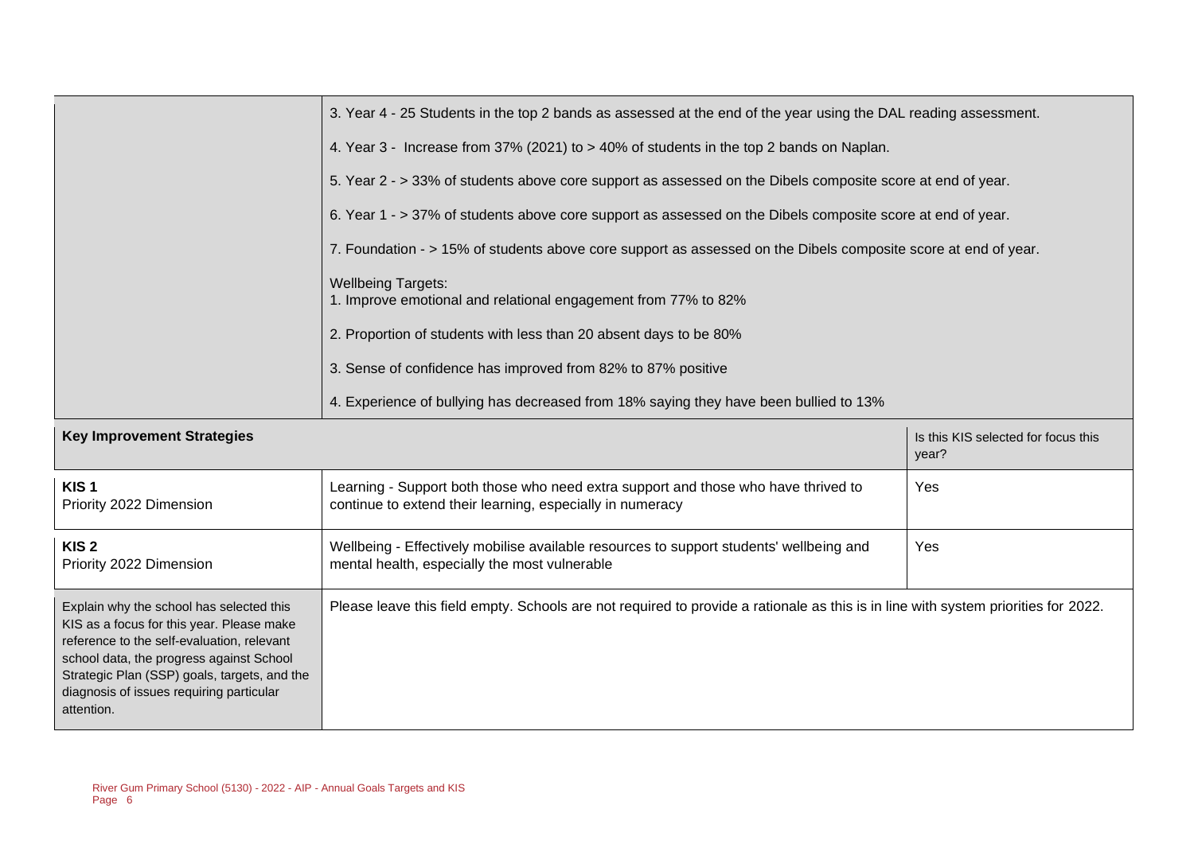| | |
|---|---|
| | 3. Year 4 - 25 Students in the top 2 bands as assessed at the end of the year using the DAL reading assessment. |
| | 4. Year 3 - Increase from 37% (2021) to > 40% of students in the top 2 bands on Naplan. |
| | 5. Year 2 - > 33% of students above core support as assessed on the Dibels composite score at end of year. |
| | 6. Year 1 - > 37% of students above core support as assessed on the Dibels composite score at end of year. |
| | 7. Foundation - > 15% of students above core support as assessed on the Dibels composite score at end of year. |
| | Wellbeing Targets:<br>1. Improve emotional and relational engagement from 77% to 82% |
| | 2. Proportion of students with less than 20 absent days to be 80% |
| | 3. Sense of confidence has improved from 82% to 87% positive |
| | 4. Experience of bullying has decreased from 18% saying they have been bullied to 13% |

| **Key Improvement Strategies** | | Is this KIS selected for focus this year? |
|---|---|---|
| **KIS 1**<br>Priority 2022 Dimension | Learning - Support both those who need extra support and those who have thrived to continue to extend their learning, especially in numeracy | Yes |
| **KIS 2**<br>Priority 2022 Dimension | Wellbeing - Effectively mobilise available resources to support students' wellbeing and mental health, especially the most vulnerable | Yes |
| Explain why the school has selected this KIS as a focus for this year. Please make reference to the self-evaluation, relevant school data, the progress against School Strategic Plan (SSP) goals, targets, and the diagnosis of issues requiring particular attention. | Please leave this field empty. Schools are not required to provide a rationale as this is in line with system priorities for 2022. | |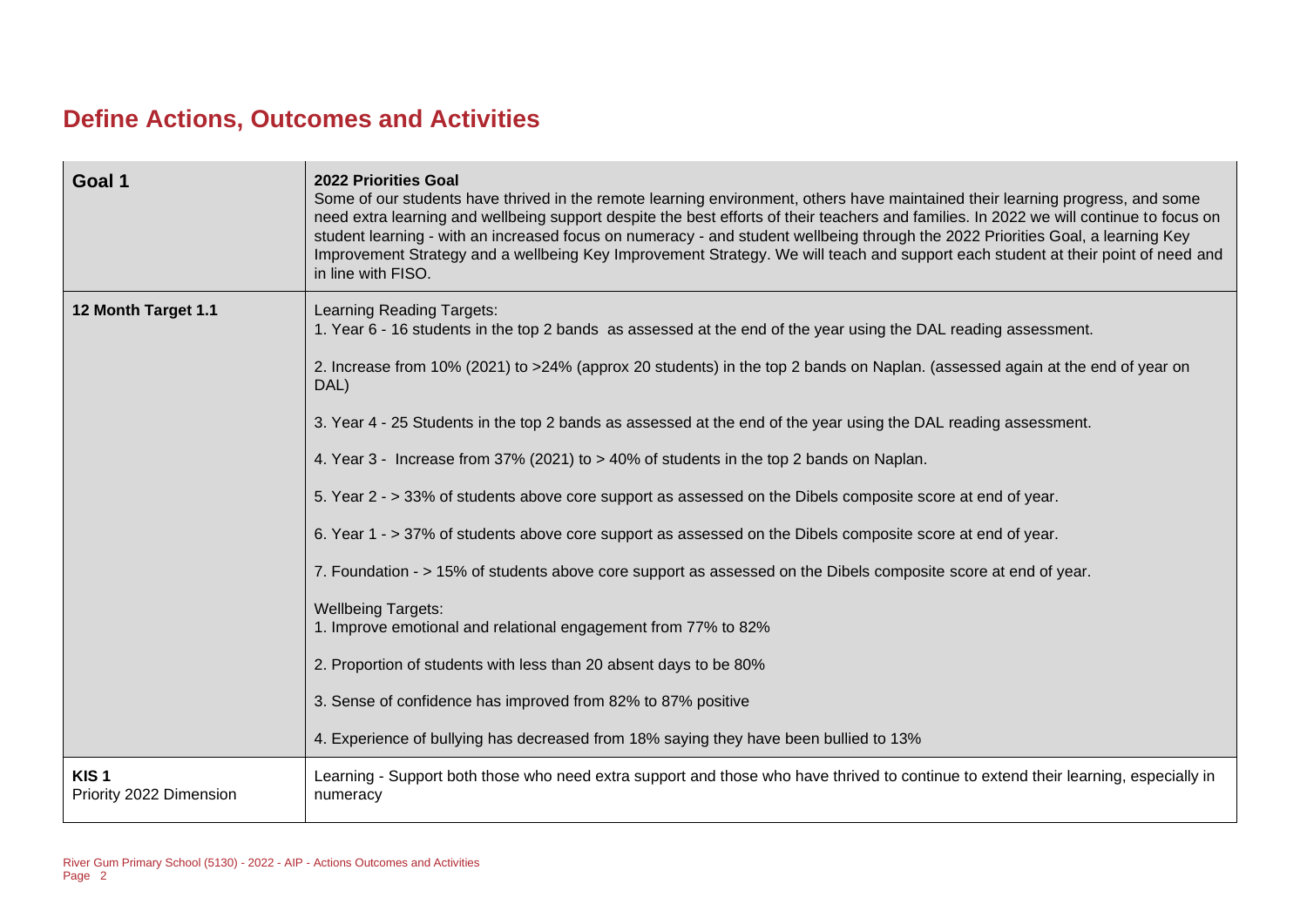## Define Actions, Outcomes and Activities

| | |
|---|---|
| **Goal 1** | **2022 Priorities Goal**<br>Some of our students have thrived in the remote learning environment, others have maintained their learning progress, and some need extra learning and wellbeing support despite the best efforts of their teachers and families. In 2022 we will continue to focus on student learning - with an increased focus on numeracy - and student wellbeing through the 2022 Priorities Goal, a learning Key Improvement Strategy and a wellbeing Key Improvement Strategy. We will teach and support each student at their point of need and in line with FISO. |
| **12 Month Target 1.1** | Learning Reading Targets:<br>1. Year 6 - 16 students in the top 2 bands as assessed at the end of the year using the DAL reading assessment.<br><br>2. Increase from 10% (2021) to >24% (approx 20 students) in the top 2 bands on Naplan. (assessed again at the end of year on DAL)<br><br>3. Year 4 - 25 Students in the top 2 bands as assessed at the end of the year using the DAL reading assessment.<br><br>4. Year 3 - Increase from 37% (2021) to > 40% of students in the top 2 bands on Naplan.<br><br>5. Year 2 - > 33% of students above core support as assessed on the Dibels composite score at end of year.<br><br>6. Year 1 - > 37% of students above core support as assessed on the Dibels composite score at end of year.<br><br>7. Foundation - > 15% of students above core support as assessed on the Dibels composite score at end of year.<br><br>Wellbeing Targets:<br>1. Improve emotional and relational engagement from 77% to 82%<br><br>2. Proportion of students with less than 20 absent days to be 80%<br><br>3. Sense of confidence has improved from 82% to 87% positive<br><br>4. Experience of bullying has decreased from 18% saying they have been bullied to 13% |
| **KIS 1**<br>Priority 2022 Dimension | Learning - Support both those who need extra support and those who have thrived to continue to extend their learning, especially in numeracy |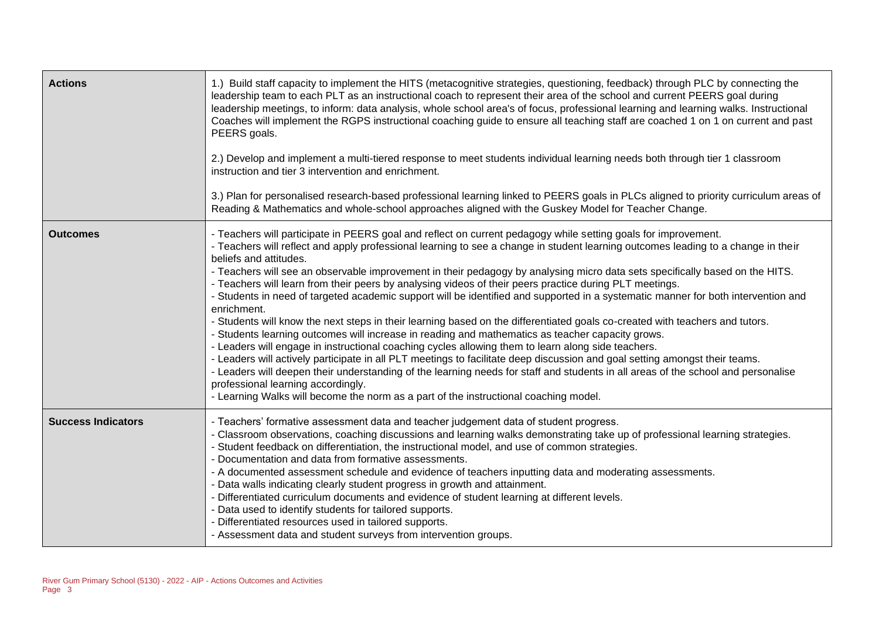| | |
|---|---|
| **Actions** | 1.) Build staff capacity to implement the HITS (metacognitive strategies, questioning, feedback) through PLC by connecting the leadership team to each PLT as an instructional coach to represent their area of the school and current PEERS goal during leadership meetings, to inform: data analysis, whole school area's of focus, professional learning and learning walks. Instructional Coaches will implement the RGPS instructional coaching guide to ensure all teaching staff are coached 1 on 1 on current and past PEERS goals.<br><br>2.) Develop and implement a multi-tiered response to meet students individual learning needs both through tier 1 classroom instruction and tier 3 intervention and enrichment.<br><br>3.) Plan for personalised research-based professional learning linked to PEERS goals in PLCs aligned to priority curriculum areas of Reading & Mathematics and whole-school approaches aligned with the Guskey Model for Teacher Change. |
| **Outcomes** | - Teachers will participate in PEERS goal and reflect on current pedagogy while setting goals for improvement.<br>- Teachers will reflect and apply professional learning to see a change in student learning outcomes leading to a change in their beliefs and attitudes.<br>- Teachers will see an observable improvement in their pedagogy by analysing micro data sets specifically based on the HITS.<br>- Teachers will learn from their peers by analysing videos of their peers practice during PLT meetings.<br>- Students in need of targeted academic support will be identified and supported in a systematic manner for both intervention and enrichment.<br>- Students will know the next steps in their learning based on the differentiated goals co-created with teachers and tutors.<br>- Students learning outcomes will increase in reading and mathematics as teacher capacity grows.<br>- Leaders will engage in instructional coaching cycles allowing them to learn along side teachers.<br>- Leaders will actively participate in all PLT meetings to facilitate deep discussion and goal setting amongst their teams.<br>- Leaders will deepen their understanding of the learning needs for staff and students in all areas of the school and personalise professional learning accordingly.<br>- Learning Walks will become the norm as a part of the instructional coaching model. |
| **Success Indicators** | - Teachers' formative assessment data and teacher judgement data of student progress.<br>- Classroom observations, coaching discussions and learning walks demonstrating take up of professional learning strategies.<br>- Student feedback on differentiation, the instructional model, and use of common strategies.<br>- Documentation and data from formative assessments.<br>- A documented assessment schedule and evidence of teachers inputting data and moderating assessments.<br>- Data walls indicating clearly student progress in growth and attainment.<br>- Differentiated curriculum documents and evidence of student learning at different levels.<br>- Data used to identify students for tailored supports.<br>- Differentiated resources used in tailored supports.<br>- Assessment data and student surveys from intervention groups. |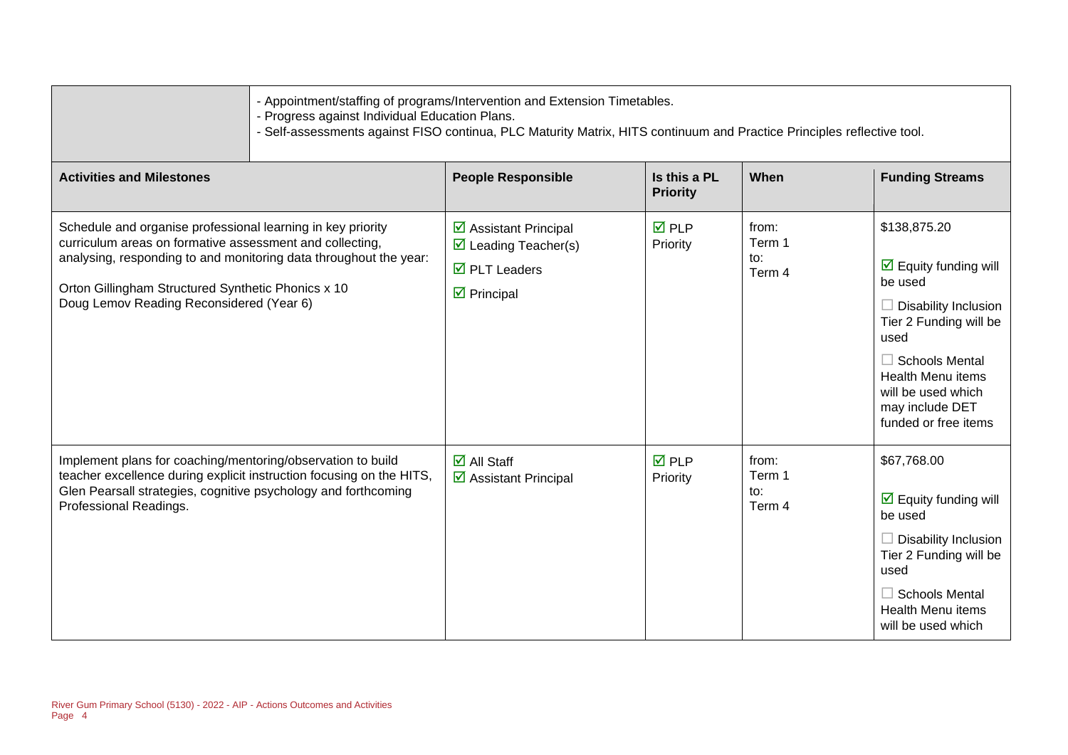| | |
|---|---|
| | - Appointment/staffing of programs/Intervention and Extension Timetables.<br>- Progress against Individual Education Plans.<br>- Self-assessments against FISO continua, PLC Maturity Matrix, HITS continuum and Practice Principles reflective tool. |

| Activities and Milestones | People Responsible | Is this a PL Priority | When | Funding Streams |
|---|---|---|---|---|
| Schedule and organise professional learning in key priority curriculum areas on formative assessment and collecting, analysing, responding to and monitoring data throughout the year:<br><br>Orton Gillingham Structured Synthetic Phonics x 10<br>Doug Lemov Reading Reconsidered (Year 6) | ☑ Assistant Principal<br>☑ Leading Teacher(s)<br>☑ PLT Leaders<br>☑ Principal | ☑ PLP Priority | from:<br>Term 1<br>to:<br>Term 4 | $138,875.20<br><br>☑ Equity funding will be used<br><br>☐ Disability Inclusion Tier 2 Funding will be used<br><br>☐ Schools Mental Health Menu items will be used which may include DET funded or free items |
| Implement plans for coaching/mentoring/observation to build teacher excellence during explicit instruction focusing on the HITS, Glen Pearsall strategies, cognitive psychology and forthcoming Professional Readings. | ☑ All Staff<br>☑ Assistant Principal | ☑ PLP Priority | from:<br>Term 1<br>to:<br>Term 4 | $67,768.00<br><br>☑ Equity funding will be used<br><br>☐ Disability Inclusion Tier 2 Funding will be used<br><br>☐ Schools Mental Health Menu items will be used which |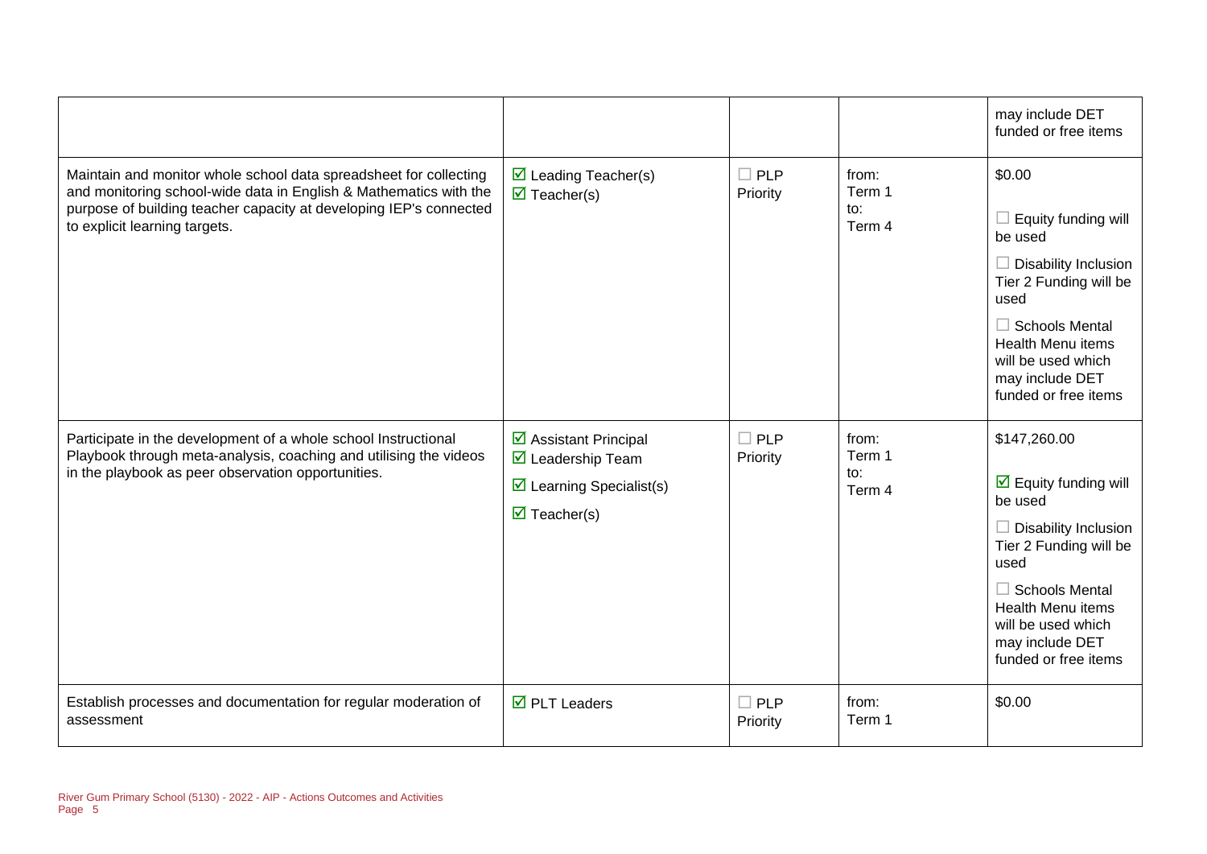| | | | | may include DET funded or free items |
|---|---|---|---|---|
| Maintain and monitor whole school data spreadsheet for collecting and monitoring school-wide data in English & Mathematics with the purpose of building teacher capacity at developing IEP's connected to explicit learning targets. | ☑ Leading Teacher(s)<br>☑ Teacher(s) | ☐ PLP Priority | from:<br>Term 1<br>to:<br>Term 4 | $0.00<br><br>☐ Equity funding will be used<br><br>☐ Disability Inclusion Tier 2 Funding will be used<br><br>☐ Schools Mental Health Menu items will be used which may include DET funded or free items |
| Participate in the development of a whole school Instructional Playbook through meta-analysis, coaching and utilising the videos in the playbook as peer observation opportunities. | ☑ Assistant Principal<br>☑ Leadership Team<br>☑ Learning Specialist(s)<br>☑ Teacher(s) | ☐ PLP Priority | from:<br>Term 1<br>to:<br>Term 4 | $147,260.00<br><br>☑ Equity funding will be used<br><br>☐ Disability Inclusion Tier 2 Funding will be used<br><br>☐ Schools Mental Health Menu items will be used which may include DET funded or free items |
| Establish processes and documentation for regular moderation of assessment | ☑ PLT Leaders | ☐ PLP Priority | from:<br>Term 1 | $0.00 |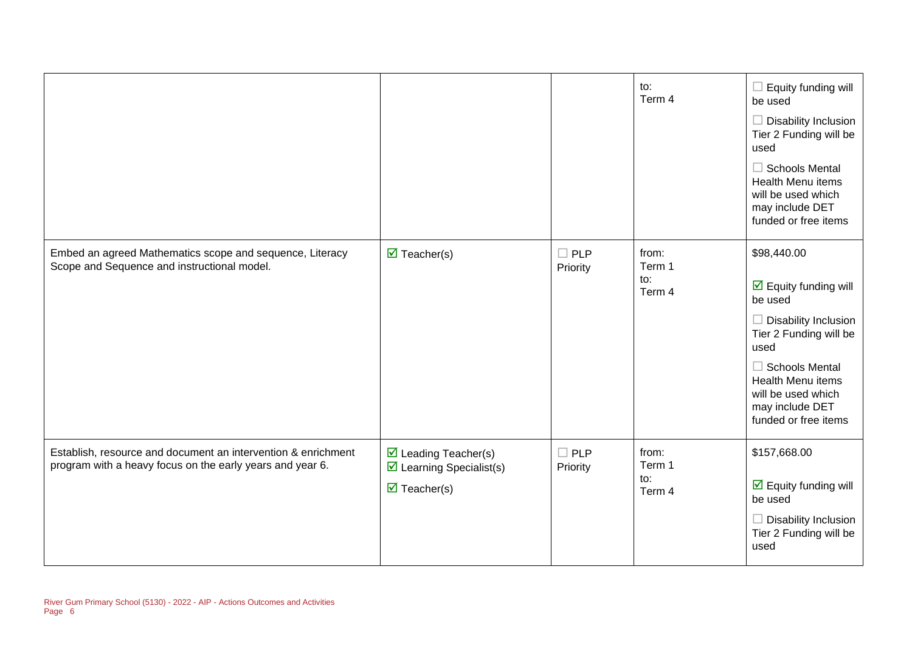| | | | | |
|---|---|---|---|---|
| | | | to:<br>Term 4 | ☐ Equity funding will be used<br>☐ Disability Inclusion Tier 2 Funding will be used<br>☐ Schools Mental Health Menu items will be used which may include DET funded or free items |
| Embed an agreed Mathematics scope and sequence, Literacy Scope and Sequence and instructional model. | ☑ Teacher(s) | ☐ PLP Priority | from:<br>Term 1<br>to:<br>Term 4 | $98,440.00<br>☑ Equity funding will be used<br>☐ Disability Inclusion Tier 2 Funding will be used<br>☐ Schools Mental Health Menu items will be used which may include DET funded or free items |
| Establish, resource and document an intervention & enrichment program with a heavy focus on the early years and year 6. | ☑ Leading Teacher(s)<br>☑ Learning Specialist(s)<br>☑ Teacher(s) | ☐ PLP Priority | from:<br>Term 1<br>to:<br>Term 4 | $157,668.00<br>☑ Equity funding will be used<br>☐ Disability Inclusion Tier 2 Funding will be used |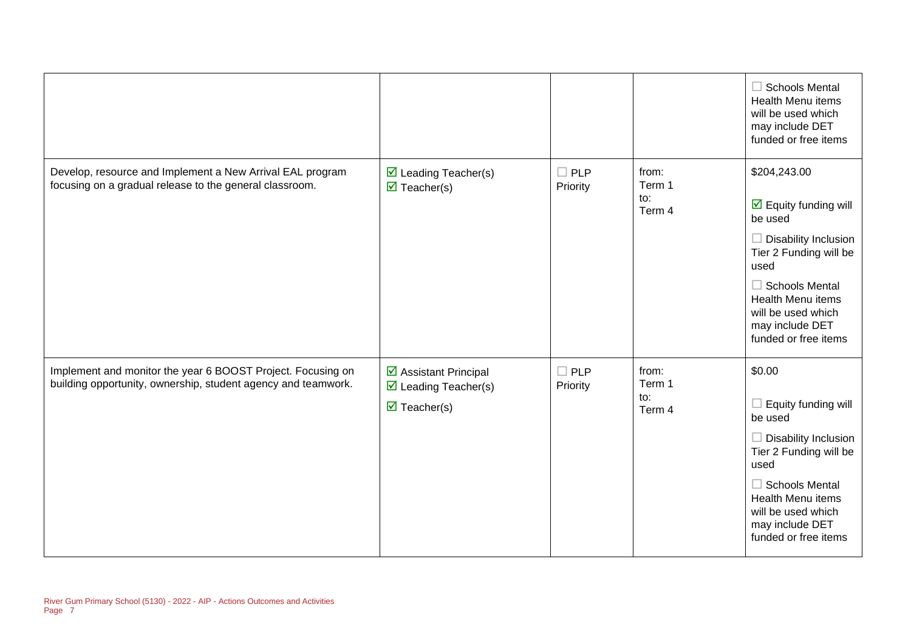| | | | | |
|---|---|---|---|---|
| | | | | ☐ Schools Mental Health Menu items will be used which may include DET funded or free items |
| Develop, resource and Implement a New Arrival EAL program focusing on a gradual release to the general classroom. | ☑ Leading Teacher(s)<br>☑ Teacher(s) | ☐ PLP Priority | from:<br>Term 1<br>to:<br>Term 4 | $204,243.00<br><br>☑ Equity funding will be used<br><br>☐ Disability Inclusion Tier 2 Funding will be used<br><br>☐ Schools Mental Health Menu items will be used which may include DET funded or free items |
| Implement and monitor the year 6 BOOST Project. Focusing on building opportunity, ownership, student agency and teamwork. | ☑ Assistant Principal<br>☑ Leading Teacher(s)<br>☑ Teacher(s) | ☐ PLP Priority | from:<br>Term 1<br>to:<br>Term 4 | $0.00<br><br>☐ Equity funding will be used<br><br>☐ Disability Inclusion Tier 2 Funding will be used<br><br>☐ Schools Mental Health Menu items will be used which may include DET funded or free items |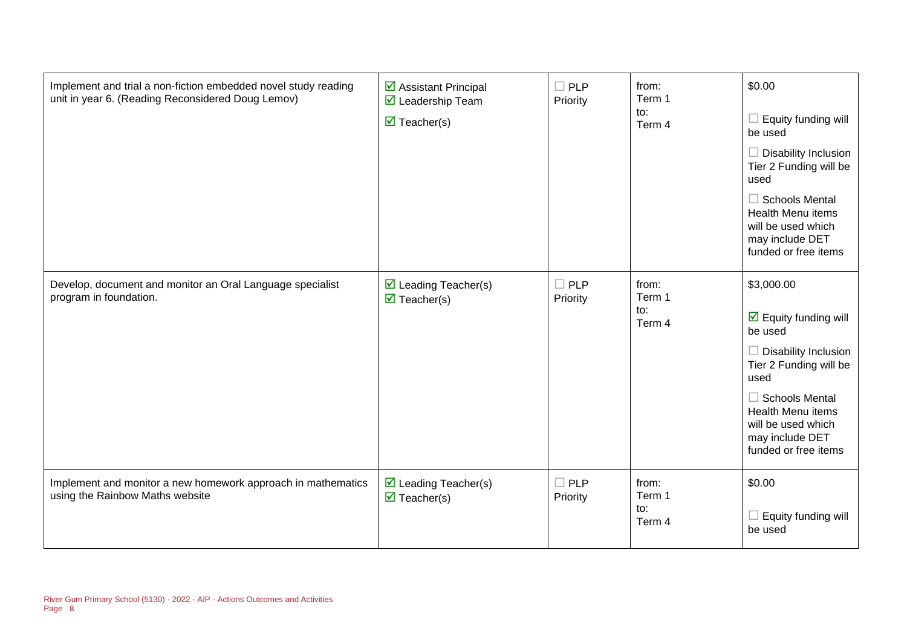| | | | | |
|---|---|---|---|---|
| Implement and trial a non-fiction embedded novel study reading unit in year 6. (Reading Reconsidered Doug Lemov) | ☑ Assistant Principal<br>☑ Leadership Team<br>☑ Teacher(s) | ☐ PLP Priority | from:<br>Term 1<br>to:<br>Term 4 | $0.00<br>☐ Equity funding will be used<br>☐ Disability Inclusion Tier 2 Funding will be used<br>☐ Schools Mental Health Menu items will be used which may include DET funded or free items |
| Develop, document and monitor an Oral Language specialist program in foundation. | ☑ Leading Teacher(s)<br>☑ Teacher(s) | ☐ PLP Priority | from:<br>Term 1<br>to:<br>Term 4 | $3,000.00<br>☑ Equity funding will be used<br>☐ Disability Inclusion Tier 2 Funding will be used<br>☐ Schools Mental Health Menu items will be used which may include DET funded or free items |
| Implement and monitor a new homework approach in mathematics using the Rainbow Maths website | ☑ Leading Teacher(s)<br>☑ Teacher(s) | ☐ PLP Priority | from:<br>Term 1<br>to:<br>Term 4 | $0.00<br>☐ Equity funding will be used |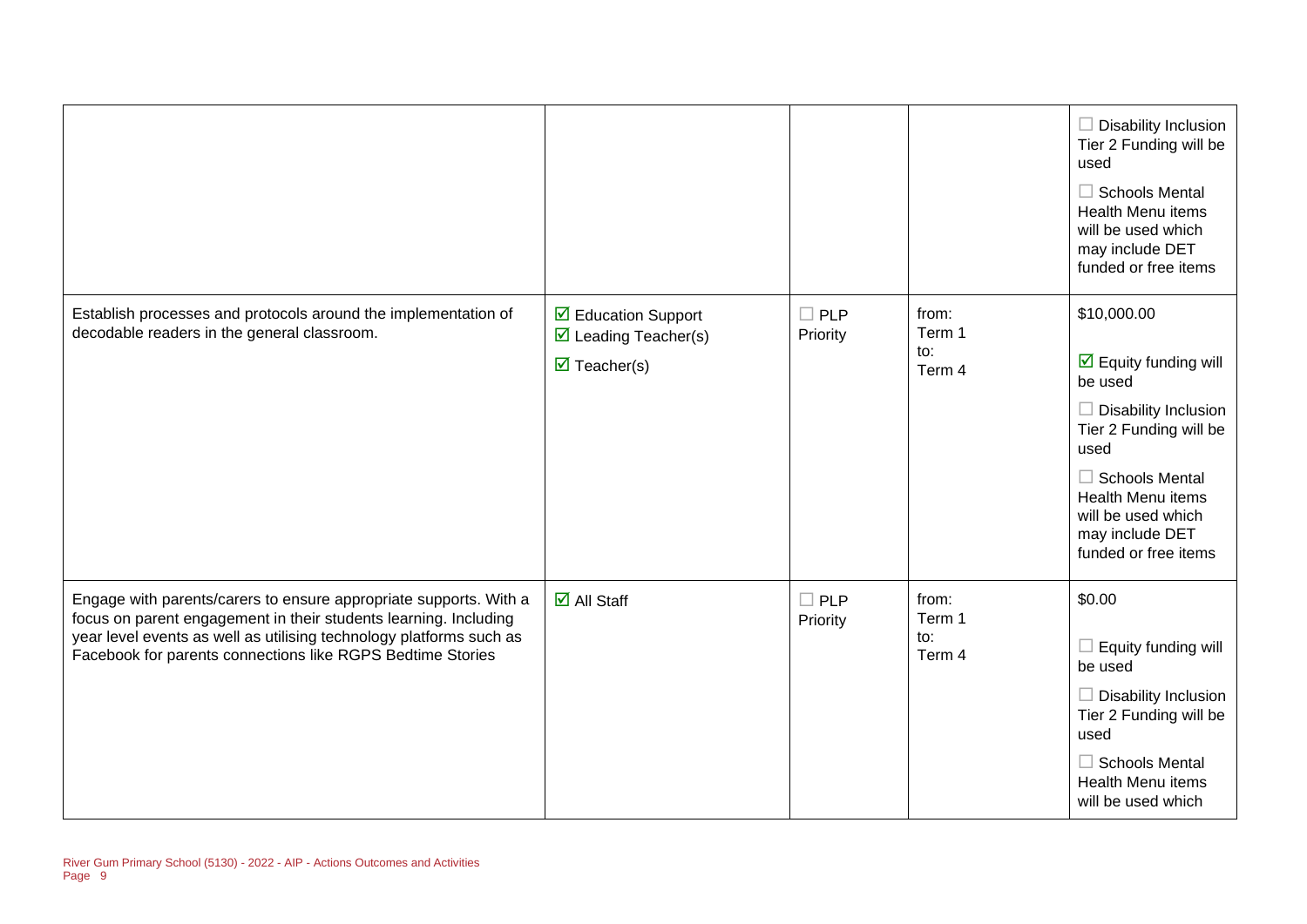| | | | | |
|---|---|---|---|---|
| | | | | ☐ Disability Inclusion Tier 2 Funding will be used<br><br>☐ Schools Mental Health Menu items will be used which may include DET funded or free items |
| Establish processes and protocols around the implementation of decodable readers in the general classroom. | ☑ Education Support<br>☑ Leading Teacher(s)<br>☑ Teacher(s) | ☐ PLP Priority | from:<br>Term 1<br>to:<br>Term 4 | $10,000.00<br><br>☑ Equity funding will be used<br><br>☐ Disability Inclusion Tier 2 Funding will be used<br><br>☐ Schools Mental Health Menu items will be used which may include DET funded or free items |
| Engage with parents/carers to ensure appropriate supports. With a focus on parent engagement in their students learning. Including year level events as well as utilising technology platforms such as Facebook for parents connections like RGPS Bedtime Stories | ☑ All Staff | ☐ PLP Priority | from:<br>Term 1<br>to:<br>Term 4 | $0.00<br><br>☐ Equity funding will be used<br><br>☐ Disability Inclusion Tier 2 Funding will be used<br><br>☐ Schools Mental Health Menu items will be used which |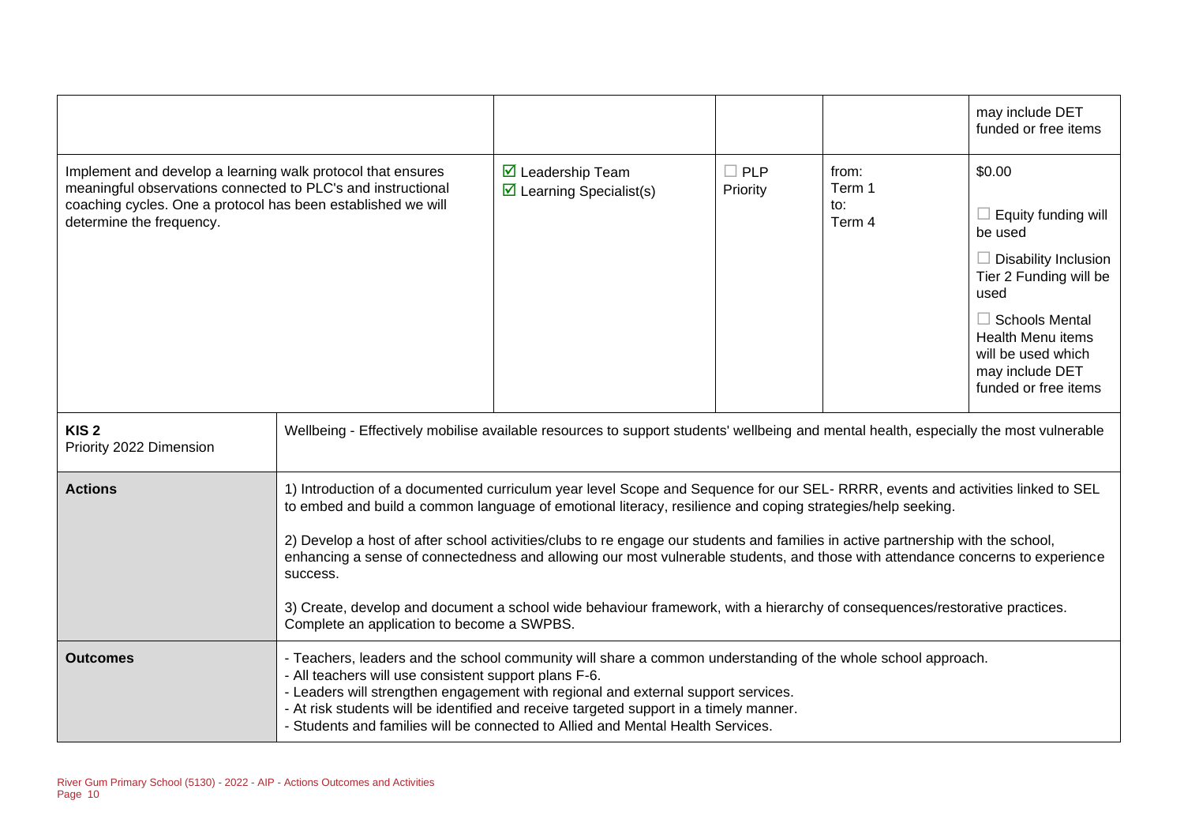| | | | | |
|---|---|---|---|---|
| | | | | may include DET funded or free items |
| Implement and develop a learning walk protocol that ensures meaningful observations connected to PLC's and instructional coaching cycles. One a protocol has been established we will determine the frequency. | ☑ Leadership Team<br>☑ Learning Specialist(s) | ☐ PLP Priority | from:<br>Term 1<br>to:<br>Term 4 | $0.00<br><br>☐ Equity funding will be used<br><br>☐ Disability Inclusion Tier 2 Funding will be used<br><br>☐ Schools Mental Health Menu items will be used which may include DET funded or free items |

| | |
|---|---|
| **KIS 2**<br>Priority 2022 Dimension | Wellbeing - Effectively mobilise available resources to support students' wellbeing and mental health, especially the most vulnerable |
| **Actions** | 1) Introduction of a documented curriculum year level Scope and Sequence for our SEL- RRRR, events and activities linked to SEL to embed and build a common language of emotional literacy, resilience and coping strategies/help seeking.<br><br>2) Develop a host of after school activities/clubs to re engage our students and families in active partnership with the school, enhancing a sense of connectedness and allowing our most vulnerable students, and those with attendance concerns to experience success.<br><br>3) Create, develop and document a school wide behaviour framework, with a hierarchy of consequences/restorative practices. Complete an application to become a SWPBS. |
| **Outcomes** | - Teachers, leaders and the school community will share a common understanding of the whole school approach.<br>- All teachers will use consistent support plans F-6.<br>- Leaders will strengthen engagement with regional and external support services.<br>- At risk students will be identified and receive targeted support in a timely manner.<br>- Students and families will be connected to Allied and Mental Health Services. |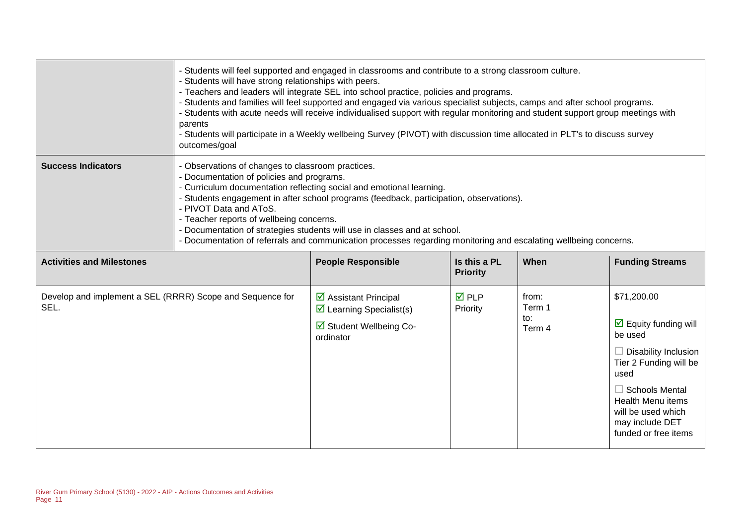| | |
|---|---|
| | - Students will feel supported and engaged in classrooms and contribute to a strong classroom culture.<br>- Students will have strong relationships with peers.<br>- Teachers and leaders will integrate SEL into school practice, policies and programs.<br>- Students and families will feel supported and engaged via various specialist subjects, camps and after school programs.<br>- Students with acute needs will receive individualised support with regular monitoring and student support group meetings with parents<br>- Students will participate in a Weekly wellbeing Survey (PIVOT) with discussion time allocated in PLT's to discuss survey outcomes/goal |
| **Success Indicators** | - Observations of changes to classroom practices.<br>- Documentation of policies and programs.<br>- Curriculum documentation reflecting social and emotional learning.<br>- Students engagement in after school programs (feedback, participation, observations).<br>- PIVOT Data and AToS.<br>- Teacher reports of wellbeing concerns.<br>- Documentation of strategies students will use in classes and at school.<br>- Documentation of referrals and communication processes regarding monitoring and escalating wellbeing concerns. |

| Activities and Milestones | People Responsible | Is this a PL Priority | When | Funding Streams |
|---|---|---|---|---|
| Develop and implement a SEL (RRRR) Scope and Sequence for SEL. | ☑ Assistant Principal<br>☑ Learning Specialist(s)<br>☑ Student Wellbeing Co-ordinator | ☑ PLP Priority | from: Term 1<br>to: Term 4 | $71,200.00<br>☑ Equity funding will be used<br>☐ Disability Inclusion Tier 2 Funding will be used<br>☐ Schools Mental Health Menu items will be used which may include DET funded or free items |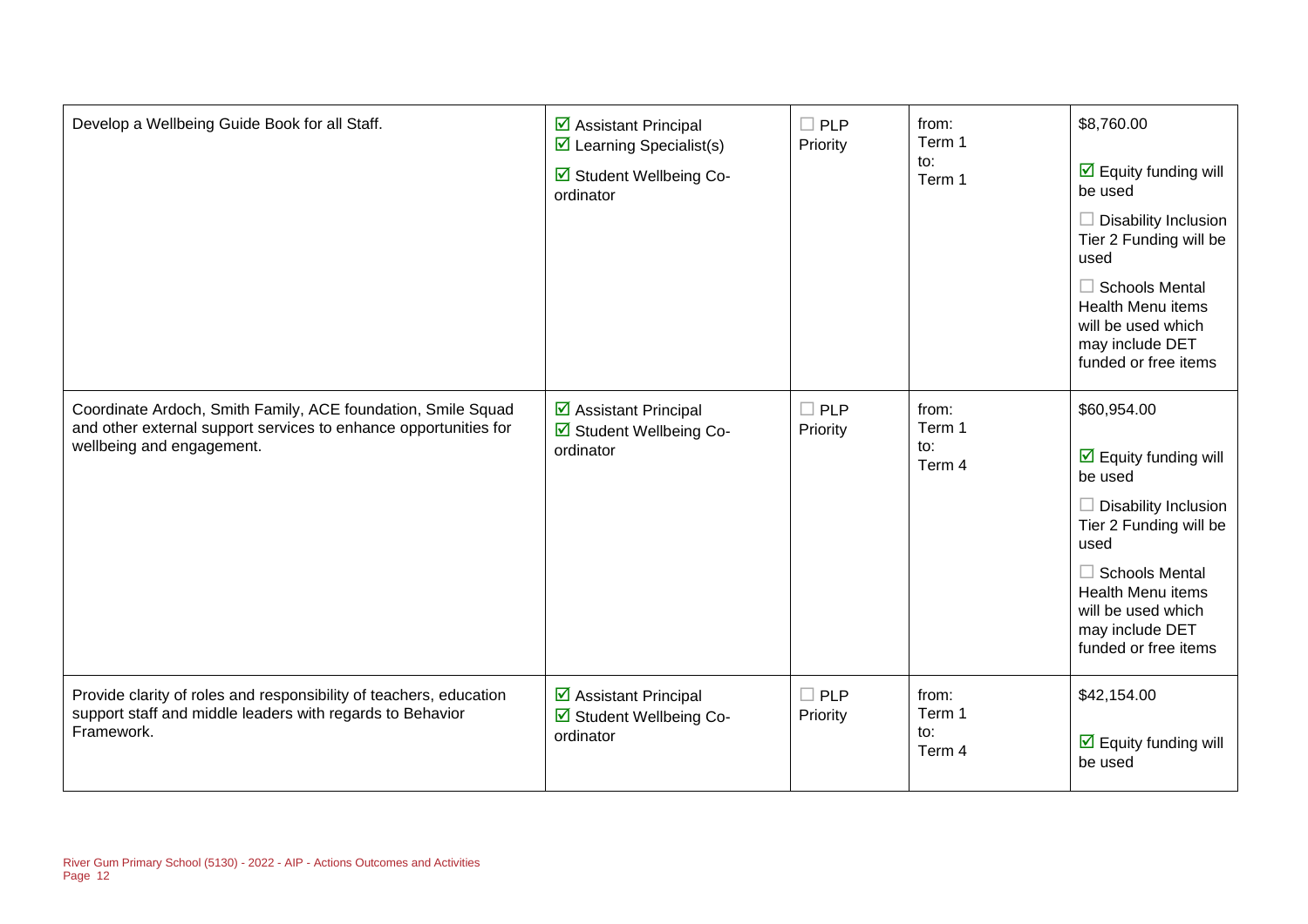| | | | | |
|---|---|---|---|---|
| Develop a Wellbeing Guide Book for all Staff. | ☑ Assistant Principal<br>☑ Learning Specialist(s)<br>☑ Student Wellbeing Co-ordinator | ☐ PLP Priority | from:<br>Term 1<br>to:<br>Term 1 | $8,760.00<br><br>☑ Equity funding will be used<br>☐ Disability Inclusion Tier 2 Funding will be used<br>☐ Schools Mental Health Menu items will be used which may include DET funded or free items |
| Coordinate Ardoch, Smith Family, ACE foundation, Smile Squad and other external support services to enhance opportunities for wellbeing and engagement. | ☑ Assistant Principal<br>☑ Student Wellbeing Co-ordinator | ☐ PLP Priority | from:<br>Term 1<br>to:<br>Term 4 | $60,954.00<br><br>☑ Equity funding will be used<br>☐ Disability Inclusion Tier 2 Funding will be used<br>☐ Schools Mental Health Menu items will be used which may include DET funded or free items |
| Provide clarity of roles and responsibility of teachers, education support staff and middle leaders with regards to Behavior Framework. | ☑ Assistant Principal<br>☑ Student Wellbeing Co-ordinator | ☐ PLP Priority | from:<br>Term 1<br>to:<br>Term 4 | $42,154.00<br><br>☑ Equity funding will be used |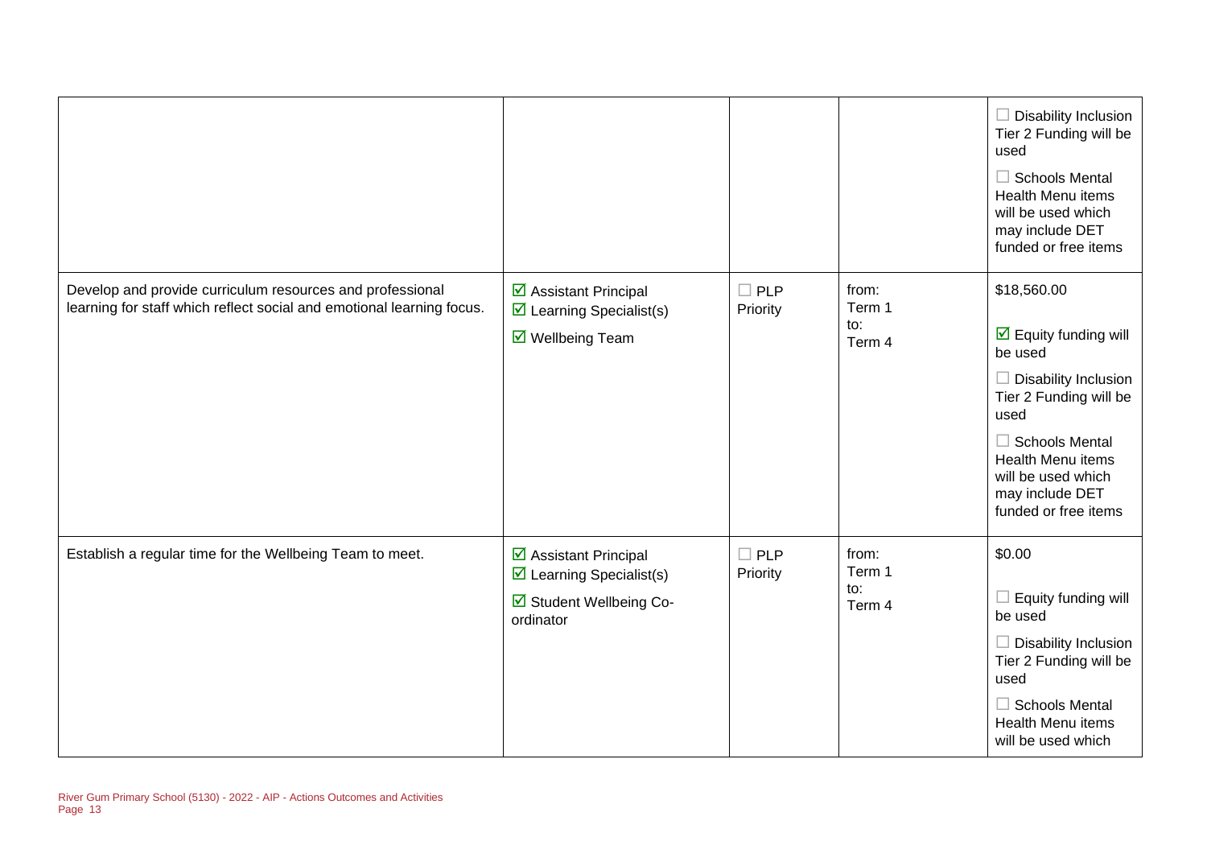| | | | | |
|---|---|---|---|---|
| | | | | ☐ Disability Inclusion Tier 2 Funding will be used<br>☐ Schools Mental Health Menu items will be used which may include DET funded or free items |
| Develop and provide curriculum resources and professional learning for staff which reflect social and emotional learning focus. | ☑ Assistant Principal<br>☑ Learning Specialist(s)<br>☑ Wellbeing Team | ☐ PLP Priority | from: Term 1<br>to: Term 4 | $18,560.00<br>☑ Equity funding will be used<br>☐ Disability Inclusion Tier 2 Funding will be used<br>☐ Schools Mental Health Menu items will be used which may include DET funded or free items |
| Establish a regular time for the Wellbeing Team to meet. | ☑ Assistant Principal<br>☑ Learning Specialist(s)<br>☑ Student Wellbeing Co-ordinator | ☐ PLP Priority | from: Term 1<br>to: Term 4 | $0.00<br>☐ Equity funding will be used<br>☐ Disability Inclusion Tier 2 Funding will be used<br>☐ Schools Mental Health Menu items will be used which |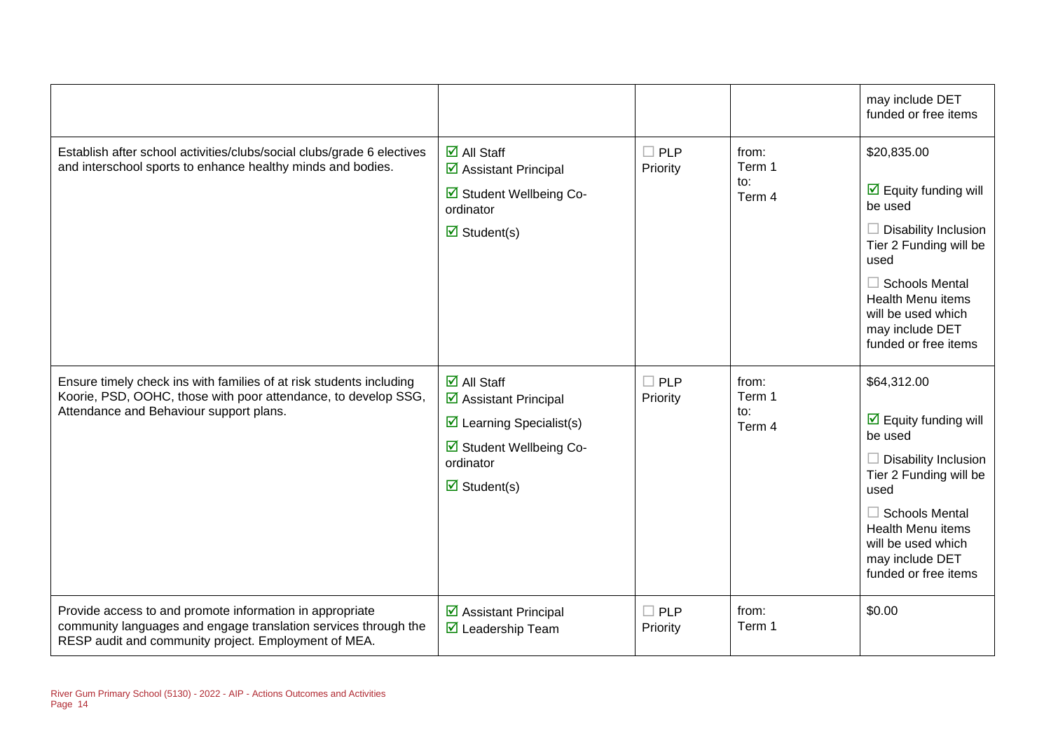| | | | | |
|---|---|---|---|---|
| | | | | may include DET funded or free items |
| Establish after school activities/clubs/social clubs/grade 6 electives and interschool sports to enhance healthy minds and bodies. | ☑ All Staff<br>☑ Assistant Principal<br>☑ Student Wellbeing Co-ordinator<br>☑ Student(s) | ☐ PLP Priority | from:<br>Term 1<br>to:<br>Term 4 | $20,835.00<br>☑ Equity funding will be used<br>☐ Disability Inclusion Tier 2 Funding will be used<br>☐ Schools Mental Health Menu items will be used which may include DET funded or free items |
| Ensure timely check ins with families of at risk students including Koorie, PSD, OOHC, those with poor attendance, to develop SSG, Attendance and Behaviour support plans. | ☑ All Staff<br>☑ Assistant Principal<br>☑ Learning Specialist(s)<br>☑ Student Wellbeing Co-ordinator<br>☑ Student(s) | ☐ PLP Priority | from:<br>Term 1<br>to:<br>Term 4 | $64,312.00<br>☑ Equity funding will be used<br>☐ Disability Inclusion Tier 2 Funding will be used<br>☐ Schools Mental Health Menu items will be used which may include DET funded or free items |
| Provide access to and promote information in appropriate community languages and engage translation services through the RESP audit and community project. Employment of MEA. | ☑ Assistant Principal<br>☑ Leadership Team | ☐ PLP Priority | from:<br>Term 1 | $0.00 |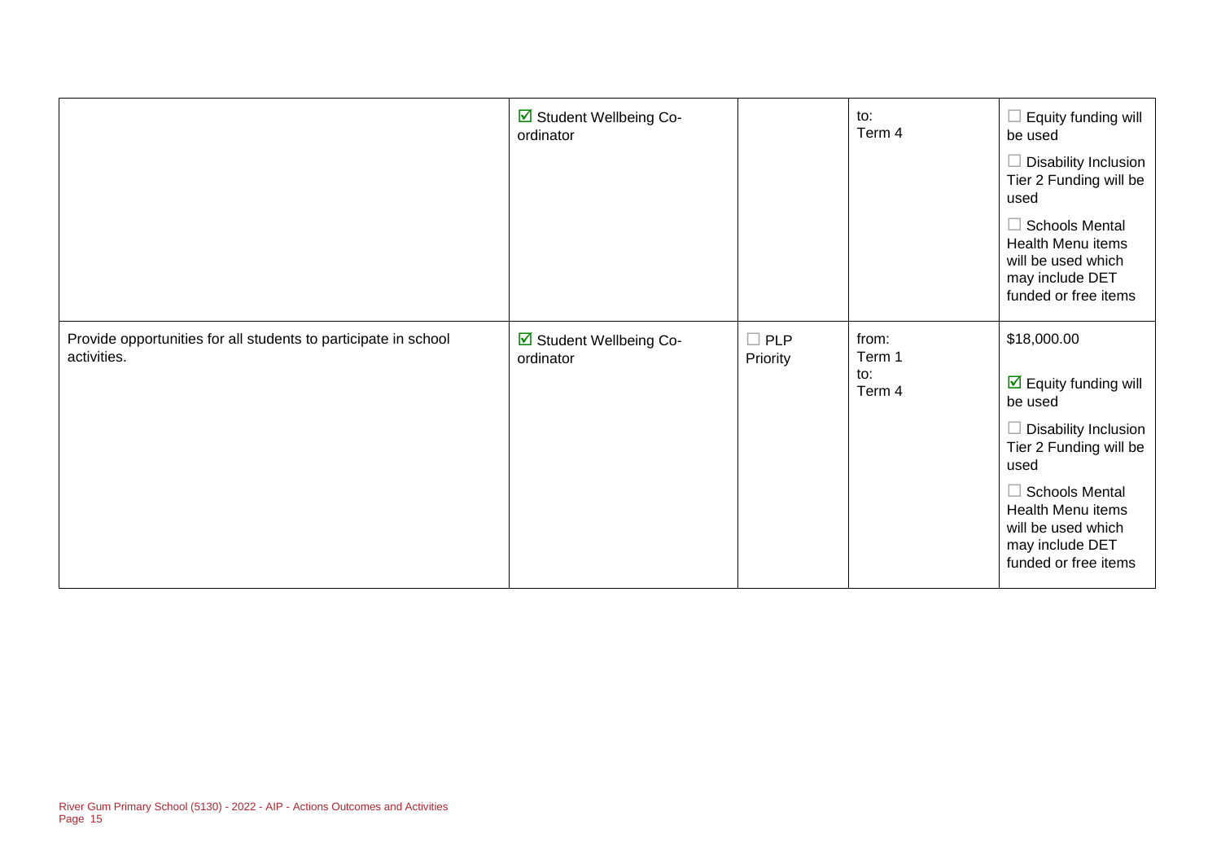| | | | | |
|---|---|---|---|---|
| | ☑ Student Wellbeing Co-ordinator | | to:<br>Term 4 | ☐ Equity funding will be used<br>☐ Disability Inclusion Tier 2 Funding will be used<br>☐ Schools Mental Health Menu items will be used which may include DET funded or free items |
| Provide opportunities for all students to participate in school activities. | ☑ Student Wellbeing Co-ordinator | ☐ PLP Priority | from:<br>Term 1<br>to:<br>Term 4 | $18,000.00<br>☑ Equity funding will be used<br>☐ Disability Inclusion Tier 2 Funding will be used<br>☐ Schools Mental Health Menu items will be used which may include DET funded or free items |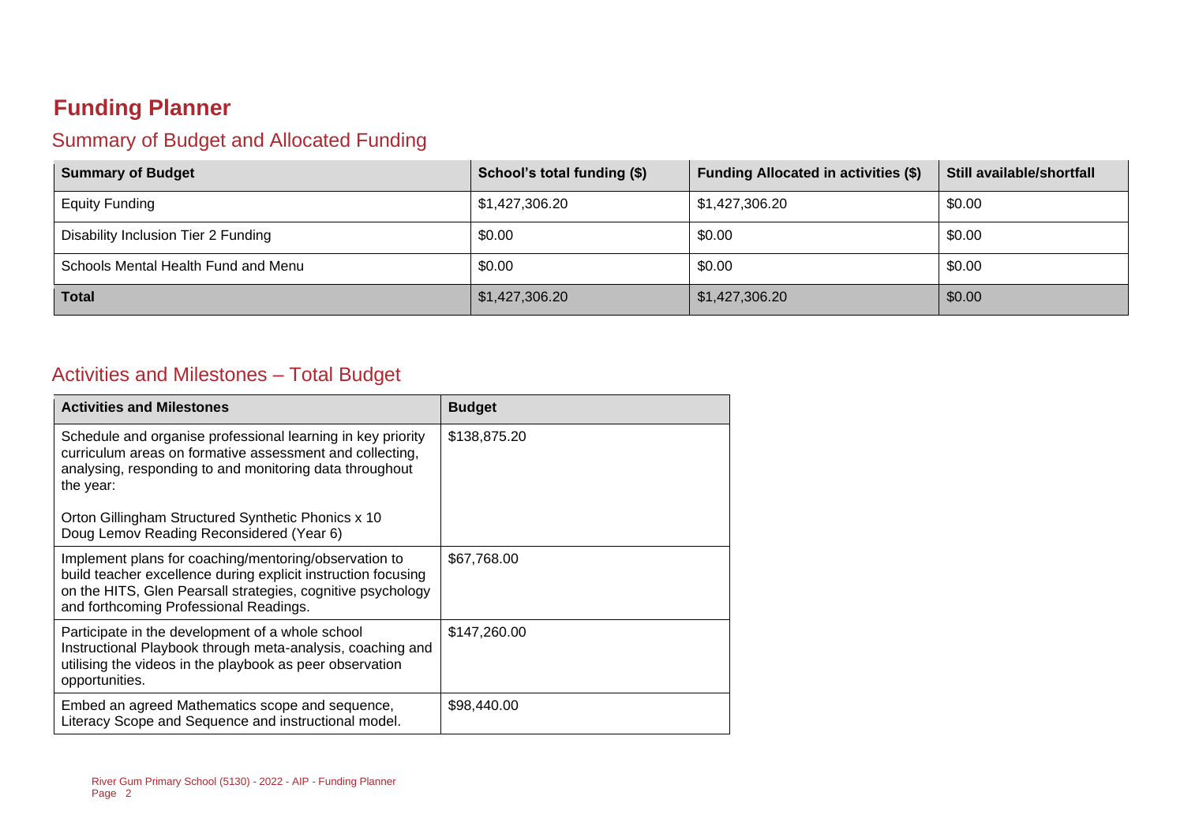# Funding Planner

## Summary of Budget and Allocated Funding

| Summary of Budget | School's total funding ($) | Funding Allocated in activities ($) | Still available/shortfall |
|---|---|---|---|
| Equity Funding | $1,427,306.20 | $1,427,306.20 | $0.00 |
| Disability Inclusion Tier 2 Funding | $0.00 | $0.00 | $0.00 |
| Schools Mental Health Fund and Menu | $0.00 | $0.00 | $0.00 |
| **Total** | $1,427,306.20 | $1,427,306.20 | $0.00 |

## Activities and Milestones – Total Budget

| Activities and Milestones | Budget |
|---|---|
| Schedule and organise professional learning in key priority curriculum areas on formative assessment and collecting, analysing, responding to and monitoring data throughout the year:<br><br>Orton Gillingham Structured Synthetic Phonics x 10<br>Doug Lemov Reading Reconsidered (Year 6) | $138,875.20 |
| Implement plans for coaching/mentoring/observation to build teacher excellence during explicit instruction focusing on the HITS, Glen Pearsall strategies, cognitive psychology and forthcoming Professional Readings. | $67,768.00 |
| Participate in the development of a whole school Instructional Playbook through meta-analysis, coaching and utilising the videos in the playbook as peer observation opportunities. | $147,260.00 |
| Embed an agreed Mathematics scope and sequence, Literacy Scope and Sequence and instructional model. | $98,440.00 |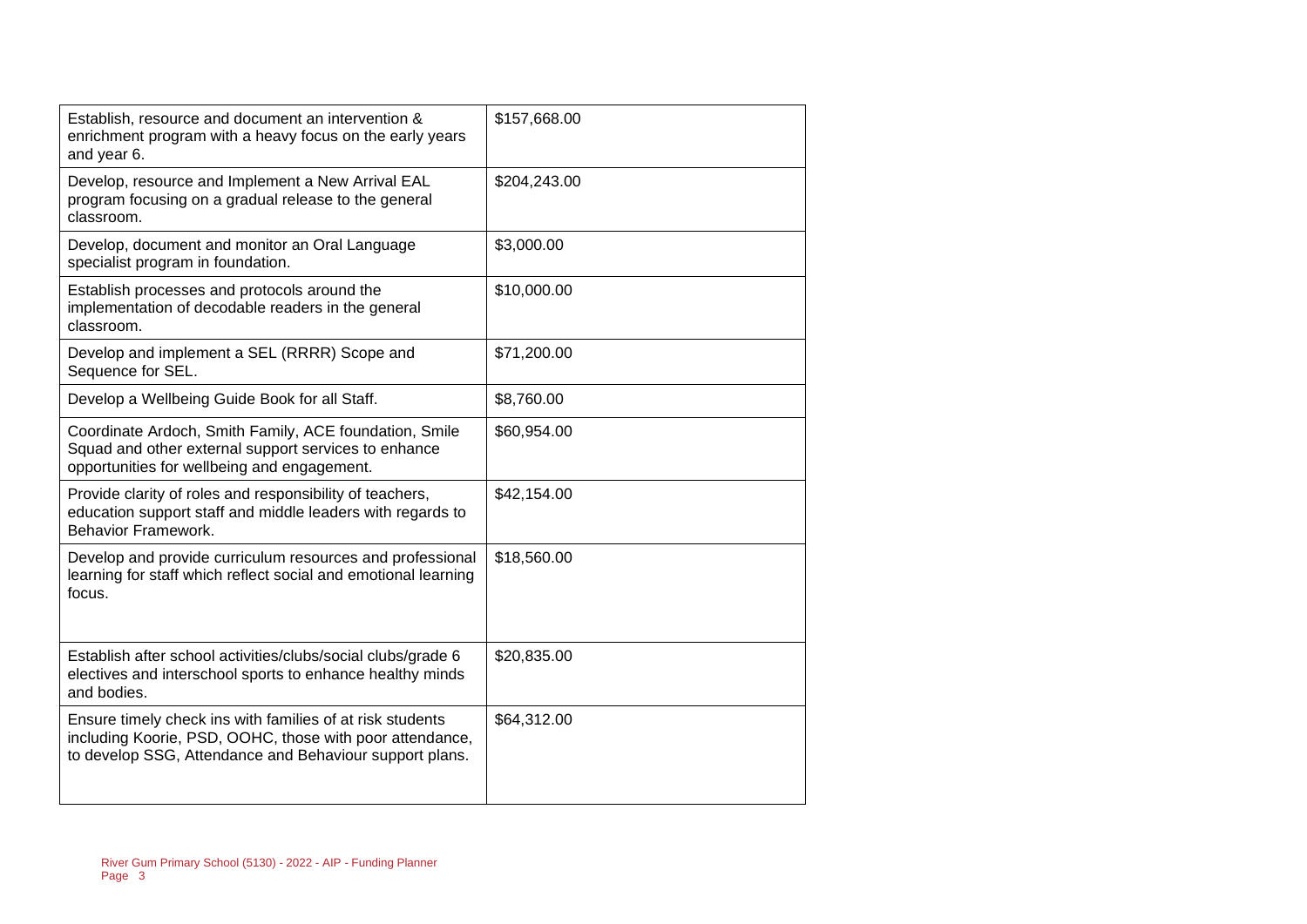| | |
|---|---|
| Establish, resource and document an intervention & enrichment program with a heavy focus on the early years and year 6. | $157,668.00 |
| Develop, resource and Implement a New Arrival EAL program focusing on a gradual release to the general classroom. | $204,243.00 |
| Develop, document and monitor an Oral Language specialist program in foundation. | $3,000.00 |
| Establish processes and protocols around the implementation of decodable readers in the general classroom. | $10,000.00 |
| Develop and implement a SEL (RRRR) Scope and Sequence for SEL. | $71,200.00 |
| Develop a Wellbeing Guide Book for all Staff. | $8,760.00 |
| Coordinate Ardoch, Smith Family, ACE foundation, Smile Squad and other external support services to enhance opportunities for wellbeing and engagement. | $60,954.00 |
| Provide clarity of roles and responsibility of teachers, education support staff and middle leaders with regards to Behavior Framework. | $42,154.00 |
| Develop and provide curriculum resources and professional learning for staff which reflect social and emotional learning focus. | $18,560.00 |
| Establish after school activities/clubs/social clubs/grade 6 electives and interschool sports to enhance healthy minds and bodies. | $20,835.00 |
| Ensure timely check ins with families of at risk students including Koorie, PSD, OOHC, those with poor attendance, to develop SSG, Attendance and Behaviour support plans. | $64,312.00 |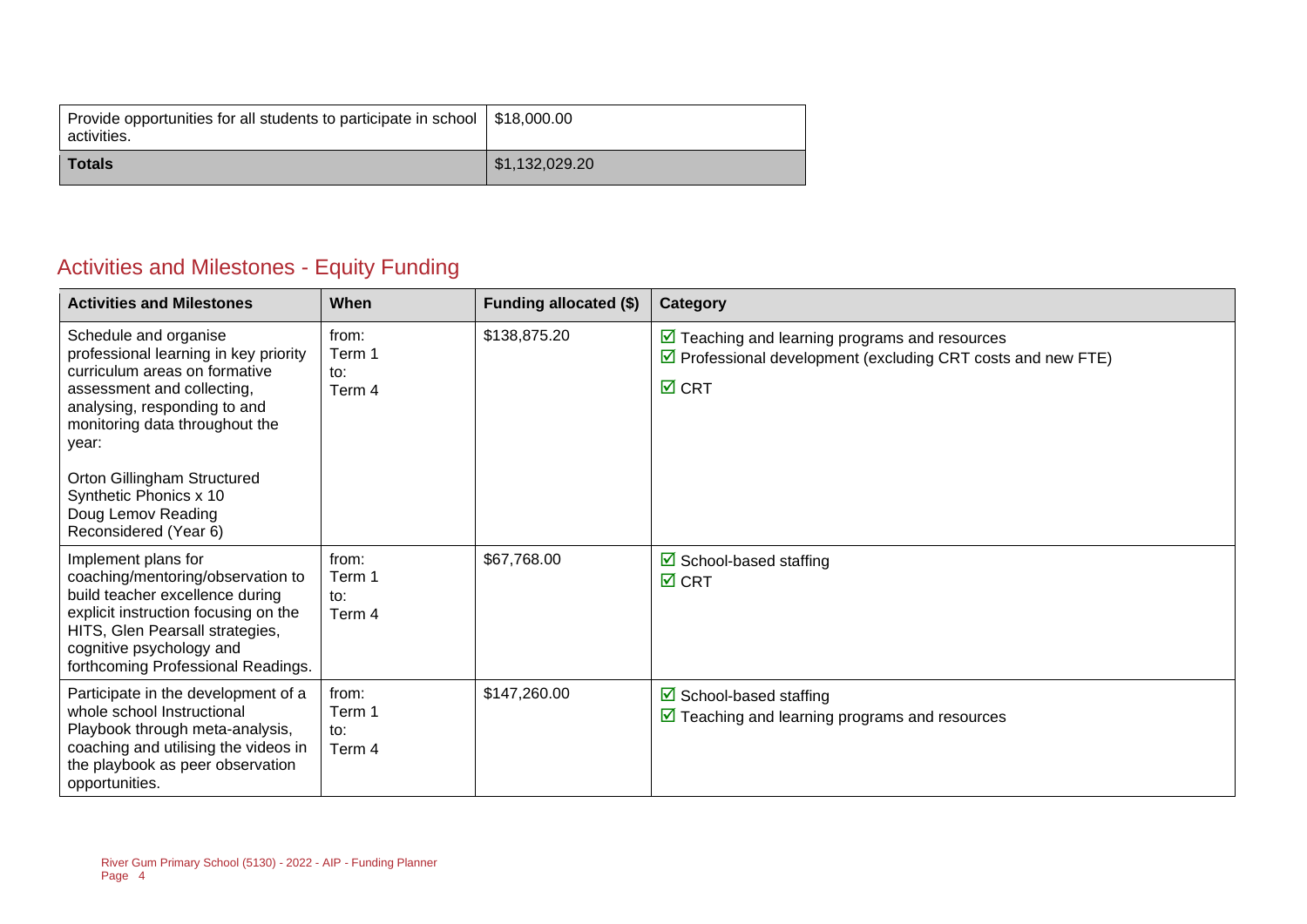| | |
|---|---|
| Provide opportunities for all students to participate in school activities. | $18,000.00 |
| **Totals** | $1,132,029.20 |

## Activities and Milestones - Equity Funding

| Activities and Milestones | When | Funding allocated ($) | Category |
|---|---|---|---|
| Schedule and organise professional learning in key priority curriculum areas on formative assessment and collecting, analysing, responding to and monitoring data throughout the year:<br><br>Orton Gillingham Structured Synthetic Phonics x 10<br>Doug Lemov Reading Reconsidered (Year 6) | from: Term 1 to: Term 4 | $138,875.20 | ☑ Teaching and learning programs and resources<br>☑ Professional development (excluding CRT costs and new FTE)<br>☑ CRT |
| Implement plans for coaching/mentoring/observation to build teacher excellence during explicit instruction focusing on the HITS, Glen Pearsall strategies, cognitive psychology and forthcoming Professional Readings. | from: Term 1 to: Term 4 | $67,768.00 | ☑ School-based staffing<br>☑ CRT |
| Participate in the development of a whole school Instructional Playbook through meta-analysis, coaching and utilising the videos in the playbook as peer observation opportunities. | from: Term 1 to: Term 4 | $147,260.00 | ☑ School-based staffing<br>☑ Teaching and learning programs and resources |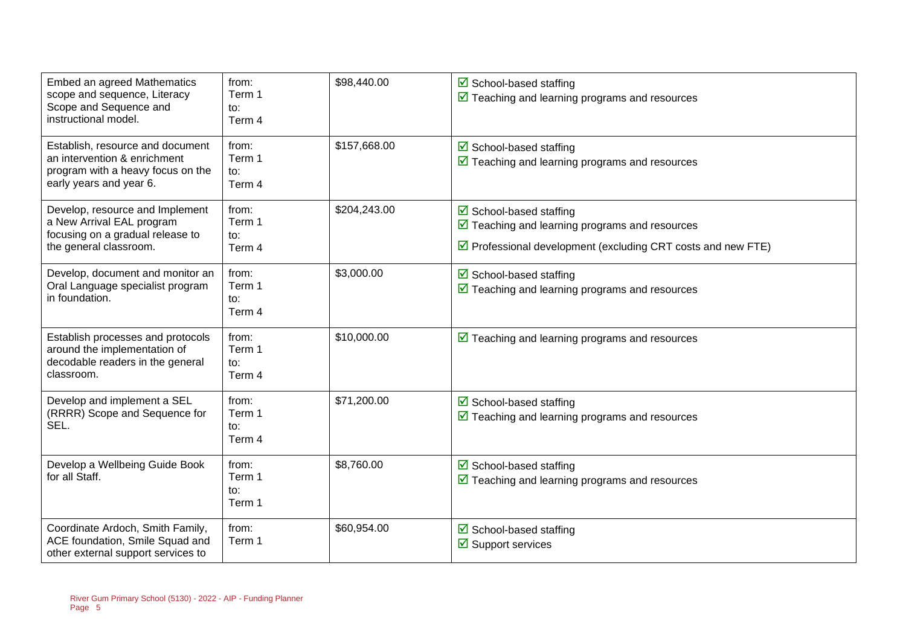| | | | |
|---|---|---|---|
| Embed an agreed Mathematics scope and sequence, Literacy Scope and Sequence and instructional model. | from: Term 1 to: Term 4 | $98,440.00 | ☑ School-based staffing<br>☑ Teaching and learning programs and resources |
| Establish, resource and document an intervention & enrichment program with a heavy focus on the early years and year 6. | from: Term 1 to: Term 4 | $157,668.00 | ☑ School-based staffing<br>☑ Teaching and learning programs and resources |
| Develop, resource and Implement a New Arrival EAL program focusing on a gradual release to the general classroom. | from: Term 1 to: Term 4 | $204,243.00 | ☑ School-based staffing<br>☑ Teaching and learning programs and resources<br>☑ Professional development (excluding CRT costs and new FTE) |
| Develop, document and monitor an Oral Language specialist program in foundation. | from: Term 1 to: Term 4 | $3,000.00 | ☑ School-based staffing<br>☑ Teaching and learning programs and resources |
| Establish processes and protocols around the implementation of decodable readers in the general classroom. | from: Term 1 to: Term 4 | $10,000.00 | ☑ Teaching and learning programs and resources |
| Develop and implement a SEL (RRRR) Scope and Sequence for SEL. | from: Term 1 to: Term 4 | $71,200.00 | ☑ School-based staffing<br>☑ Teaching and learning programs and resources |
| Develop a Wellbeing Guide Book for all Staff. | from: Term 1 to: Term 1 | $8,760.00 | ☑ School-based staffing<br>☑ Teaching and learning programs and resources |
| Coordinate Ardoch, Smith Family, ACE foundation, Smile Squad and other external support services to | from: Term 1 | $60,954.00 | ☑ School-based staffing<br>☑ Support services |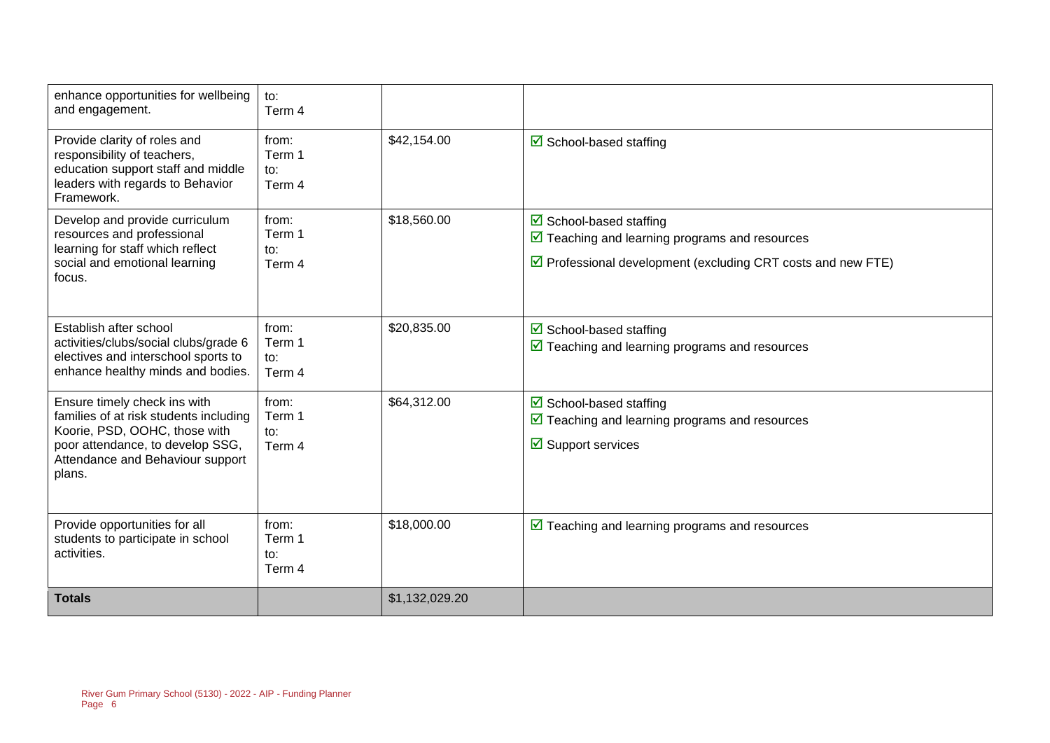| | | | |
|---|---|---|---|
| enhance opportunities for wellbeing and engagement. | to:<br>Term 4 | | |
| Provide clarity of roles and responsibility of teachers, education support staff and middle leaders with regards to Behavior Framework. | from:<br>Term 1<br>to:<br>Term 4 | $42,154.00 | ☑ School-based staffing |
| Develop and provide curriculum resources and professional learning for staff which reflect social and emotional learning focus. | from:<br>Term 1<br>to:<br>Term 4 | $18,560.00 | ☑ School-based staffing<br>☑ Teaching and learning programs and resources<br>☑ Professional development (excluding CRT costs and new FTE) |
| Establish after school activities/clubs/social clubs/grade 6 electives and interschool sports to enhance healthy minds and bodies. | from:<br>Term 1<br>to:<br>Term 4 | $20,835.00 | ☑ School-based staffing<br>☑ Teaching and learning programs and resources |
| Ensure timely check ins with families of at risk students including Koorie, PSD, OOHC, those with poor attendance, to develop SSG, Attendance and Behaviour support plans. | from:<br>Term 1<br>to:<br>Term 4 | $64,312.00 | ☑ School-based staffing<br>☑ Teaching and learning programs and resources<br>☑ Support services |
| Provide opportunities for all students to participate in school activities. | from:<br>Term 1<br>to:<br>Term 4 | $18,000.00 | ☑ Teaching and learning programs and resources |
| **Totals** | | $1,132,029.20 | |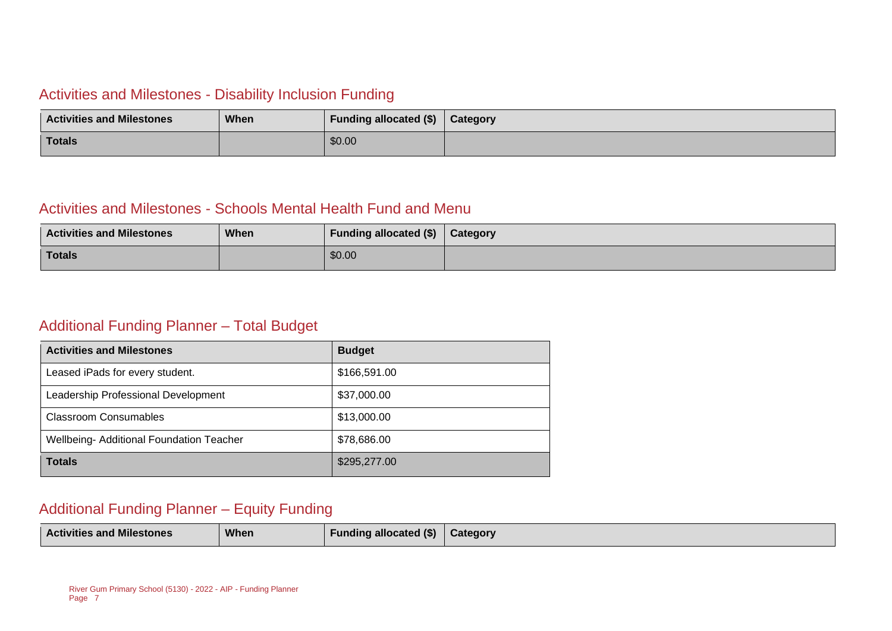## Activities and Milestones - Disability Inclusion Funding

| Activities and Milestones | When | Funding allocated ($) | Category |
|---|---|---|---|
| **Totals** | | $0.00 | |

## Activities and Milestones - Schools Mental Health Fund and Menu

| Activities and Milestones | When | Funding allocated ($) | Category |
|---|---|---|---|
| **Totals** | | $0.00 | |

## Additional Funding Planner – Total Budget

| Activities and Milestones | Budget |
|---|---|
| Leased iPads for every student. | $166,591.00 |
| Leadership Professional Development | $37,000.00 |
| Classroom Consumables | $13,000.00 |
| Wellbeing- Additional Foundation Teacher | $78,686.00 |
| **Totals** | $295,277.00 |

## Additional Funding Planner – Equity Funding

| Activities and Milestones | When | Funding allocated ($) | Category |
|---|---|---|---|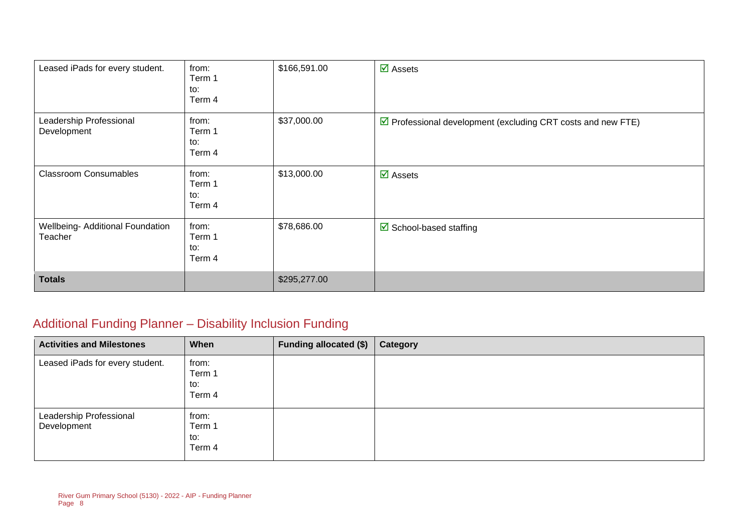| Leased iPads for every student. | from: Term 1 to: Term 4 | $166,591.00 | ☑ Assets |
|---|---|---|---|
| Leadership Professional Development | from: Term 1 to: Term 4 | $37,000.00 | ☑ Professional development (excluding CRT costs and new FTE) |
| Classroom Consumables | from: Term 1 to: Term 4 | $13,000.00 | ☑ Assets |
| Wellbeing- Additional Foundation Teacher | from: Term 1 to: Term 4 | $78,686.00 | ☑ School-based staffing |
| **Totals** | | $295,277.00 | |

## Additional Funding Planner – Disability Inclusion Funding

| Activities and Milestones | When | Funding allocated ($) | Category |
|---|---|---|---|
| Leased iPads for every student. | from: Term 1 to: Term 4 | | |
| Leadership Professional Development | from: Term 1 to: Term 4 | | |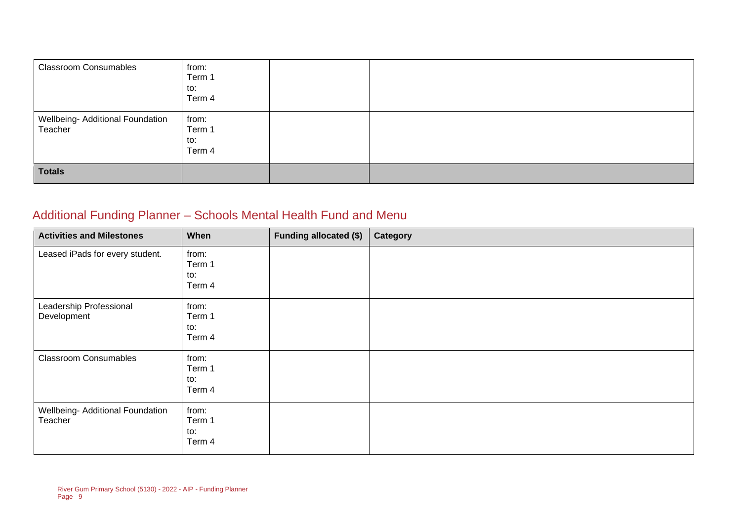| | | | |
|---|---|---|---|
| Classroom Consumables | from: Term 1 to: Term 4 | | |
| Wellbeing- Additional Foundation Teacher | from: Term 1 to: Term 4 | | |
| **Totals** | | | |

## Additional Funding Planner – Schools Mental Health Fund and Menu

| Activities and Milestones | When | Funding allocated ($) | Category |
|---|---|---|---|
| Leased iPads for every student. | from: Term 1 to: Term 4 | | |
| Leadership Professional Development | from: Term 1 to: Term 4 | | |
| Classroom Consumables | from: Term 1 to: Term 4 | | |
| Wellbeing- Additional Foundation Teacher | from: Term 1 to: Term 4 | | |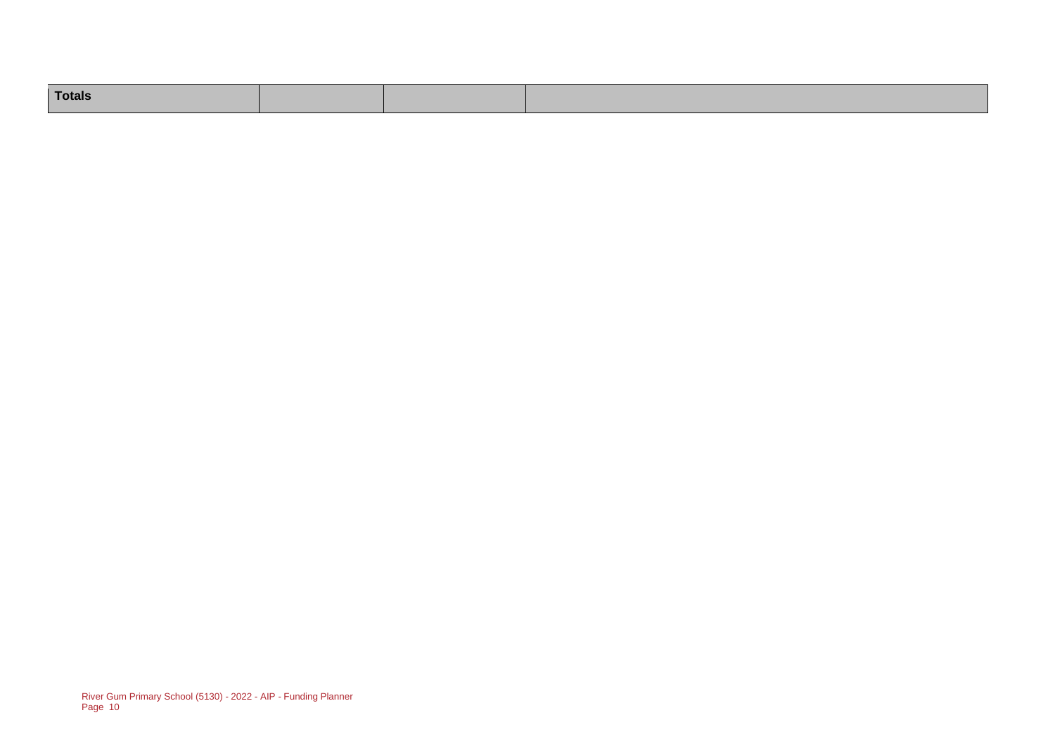| Totals | | | |
|---|---|---|---|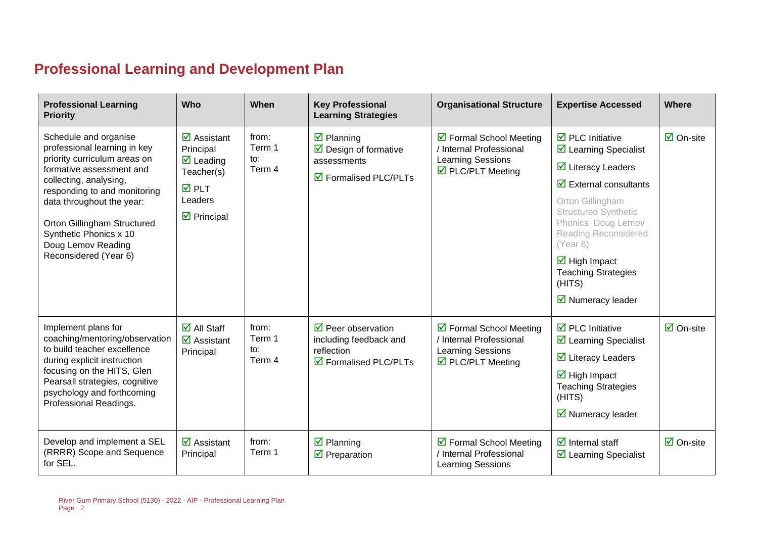## Professional Learning and Development Plan

| Professional Learning Priority | Who | When | Key Professional Learning Strategies | Organisational Structure | Expertise Accessed | Where |
|---|---|---|---|---|---|---|
| Schedule and organise professional learning in key priority curriculum areas on formative assessment and collecting, analysing, responding to and monitoring data throughout the year:<br><br>Orton Gillingham Structured Synthetic Phonics x 10<br>Doug Lemov Reading Reconsidered (Year 6) | ☑ Assistant Principal<br>☑ Leading Teacher(s)<br>☑ PLT Leaders<br>☑ Principal | from: Term 1<br>to: Term 4 | ☑ Planning<br>☑ Design of formative assessments<br>☑ Formalised PLC/PLTs | ☑ Formal School Meeting / Internal Professional Learning Sessions<br>☑ PLC/PLT Meeting | ☑ PLC Initiative<br>☑ Learning Specialist<br>☑ Literacy Leaders<br>☑ External consultants<br>Orton Gillingham Structured Synthetic Phonics Doug Lemov Reading Reconsidered (Year 6)<br>☑ High Impact Teaching Strategies (HITS)<br>☑ Numeracy leader | ☑ On-site |
| Implement plans for coaching/mentoring/observation to build teacher excellence during explicit instruction focusing on the HITS, Glen Pearsall strategies, cognitive psychology and forthcoming Professional Readings. | ☑ All Staff<br>☑ Assistant Principal | from: Term 1<br>to: Term 4 | ☑ Peer observation including feedback and reflection<br>☑ Formalised PLC/PLTs | ☑ Formal School Meeting / Internal Professional Learning Sessions<br>☑ PLC/PLT Meeting | ☑ PLC Initiative<br>☑ Learning Specialist<br>☑ Literacy Leaders<br>☑ High Impact Teaching Strategies (HITS)<br>☑ Numeracy leader | ☑ On-site |
| Develop and implement a SEL (RRRR) Scope and Sequence for SEL. | ☑ Assistant Principal | from: Term 1 | ☑ Planning<br>☑ Preparation | ☑ Formal School Meeting / Internal Professional Learning Sessions | ☑ Internal staff<br>☑ Learning Specialist | ☑ On-site |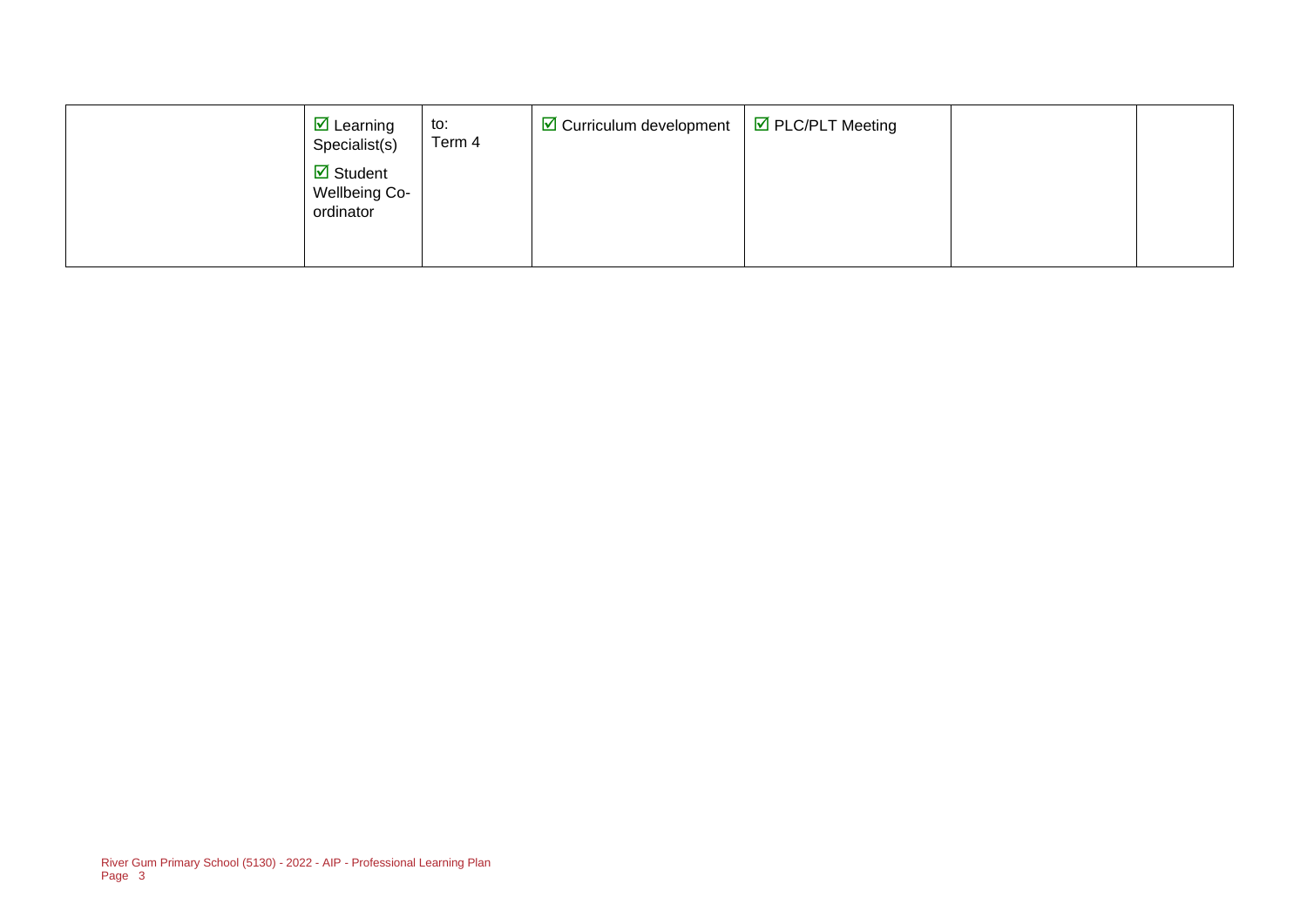| | | | | | | |
|---|---|---|---|---|---|---|
| | ☑ Learning Specialist(s) ☑ Student Wellbeing Co-ordinator | to: Term 4 | ☑ Curriculum development | ☑ PLC/PLT Meeting | | |